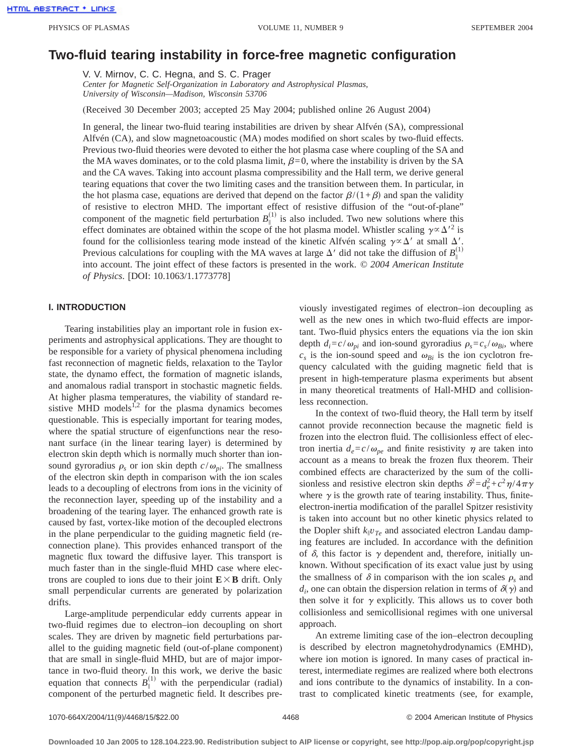# Two-fluid tearing instability in force-free magnetic configuration

V. V. Mirnov, C. C. Hegna, and S. C. Prager

*Center for Magnetic Self-Organization in Laboratory and Astrophysical Plasmas, University of Wisconsin—Madison, Wisconsin 53706*

(Received 30 December 2003; accepted 25 May 2004; published online 26 August 2004)

In general, the linear two-fluid tearing instabilities are driven by shear Alfvén (SA), compressional Alfvén (CA), and slow magnetoacoustic (MA) modes modified on short scales by two-fluid effects. Previous two-fluid theories were devoted to either the hot plasma case where coupling of the SA and the MA waves dominates, or to the cold plasma limit, $\beta=0$, where the instability is driven by the SA and the CA waves. Taking into account plasma compressibility and the Hall term, we derive general tearing equations that cover the two limiting cases and the transition between them. In particular, in the hot plasma case, equations are derived that depend on the factor $\beta/(1+\beta)$ and span the validity of resistive to electron MHD. The important effect of resistive diffusion of the "out-of-plane" component of the magnetic field perturbation $B_{\parallel}^{(1)}$ is also included. Two new solutions where this effect dominates are obtained within the scope of the hot plasma model. Whistler scaling $\gamma \propto \Delta'^2$ is found for the collisionless tearing mode instead of the kinetic Alfvén scaling $\gamma \propto \Delta'$ at small $\Delta'$. Previous calculations for coupling with the MA waves at large $\Delta'$ did not take the diffusion of $B_{\parallel}^{(1)}$ into account. The joint effect of these factors is presented in the work. © *2004 American Institute of Physics*. [DOI: 10.1063/1.1773778]

## I. INTRODUCTION

Tearing instabilities play an important role in fusion experiments and astrophysical applications. They are thought to be responsible for a variety of physical phenomena including fast reconnection of magnetic fields, relaxation to the Taylor state, the dynamo effect, the formation of magnetic islands, and anomalous radial transport in stochastic magnetic fields. At higher plasma temperatures, the viability of standard resistive MHD models[1,2] for the plasma dynamics becomes questionable. This is especially important for tearing modes, where the spatial structure of eigenfunctions near the resonant surface (in the linear tearing layer) is determined by electron skin depth which is normally much shorter than ion-sound gyroradius $\rho_s$ or ion skin depth $c/\omega_{pi}$. The smallness of the electron skin depth in comparison with the ion scales leads to a decoupling of electrons from ions in the vicinity of the reconnection layer, speeding up of the instability and a broadening of the tearing layer. The enhanced growth rate is caused by fast, vortex-like motion of the decoupled electrons in the plane perpendicular to the guiding magnetic field (reconnection plane). This provides enhanced transport of the magnetic flux toward the diffusive layer. This transport is much faster than in the single-fluid MHD case where electrons are coupled to ions due to their joint $\mathbf{E}\times\mathbf{B}$ drift. Only small perpendicular currents are generated by polarization drifts.

Large-amplitude perpendicular eddy currents appear in two-fluid regimes due to electron–ion decoupling on short scales. They are driven by magnetic field perturbations parallel to the guiding magnetic field (out-of-plane component) that are small in single-fluid MHD, but are of major importance in two-fluid theory. In this work, we derive the basic equation that connects $B_{\parallel}^{(1)}$ with the perpendicular (radial) component of the perturbed magnetic field. It describes previously investigated regimes of electron–ion decoupling as well as the new ones in which two-fluid effects are important. Two-fluid physics enters the equations via the ion skin depth $d_i=c/\omega_{pi}$ and ion-sound gyroradius $\rho_s=c_s/\omega_{Bi}$, where $c_s$ is the ion-sound speed and $\omega_{Bi}$ is the ion cyclotron frequency calculated with the guiding magnetic field that is present in high-temperature plasma experiments but absent in many theoretical treatments of Hall-MHD and collisionless reconnection.

In the context of two-fluid theory, the Hall term by itself cannot provide reconnection because the magnetic field is frozen into the electron fluid. The collisionless effect of electron inertia $d_e=c/\omega_{pe}$ and finite resistivity $\eta$ are taken into account as a means to break the frozen flux theorem. Their combined effects are characterized by the sum of the collisionless and resistive electron skin depths $\delta^2=d_e^2+c^2\eta/4\pi\gamma$ where $\gamma$ is the growth rate of tearing instability. Thus, finite-electron-inertia modification of the parallel Spitzer resistivity is taken into account but no other kinetic physics related to the Dopler shift $k_{\parallel}v_{Te}$ and associated electron Landau damping features are included. In accordance with the definition of $\delta$, this factor is $\gamma$ dependent and, therefore, initially unknown. Without specification of its exact value just by using the smallness of $\delta$ in comparison with the ion scales $\rho_s$ and $d_i$, one can obtain the dispersion relation in terms of $\delta(\gamma)$ and then solve it for $\gamma$ explicitly. This allows us to cover both collisionless and semicollisional regimes with one universal approach.

An extreme limiting case of the ion–electron decoupling is described by electron magnetohydrodynamics (EMHD), where ion motion is ignored. In many cases of practical interest, intermediate regimes are realized where both electrons and ions contribute to the dynamics of instability. In a contrast to complicated kinetic treatments (see, for example,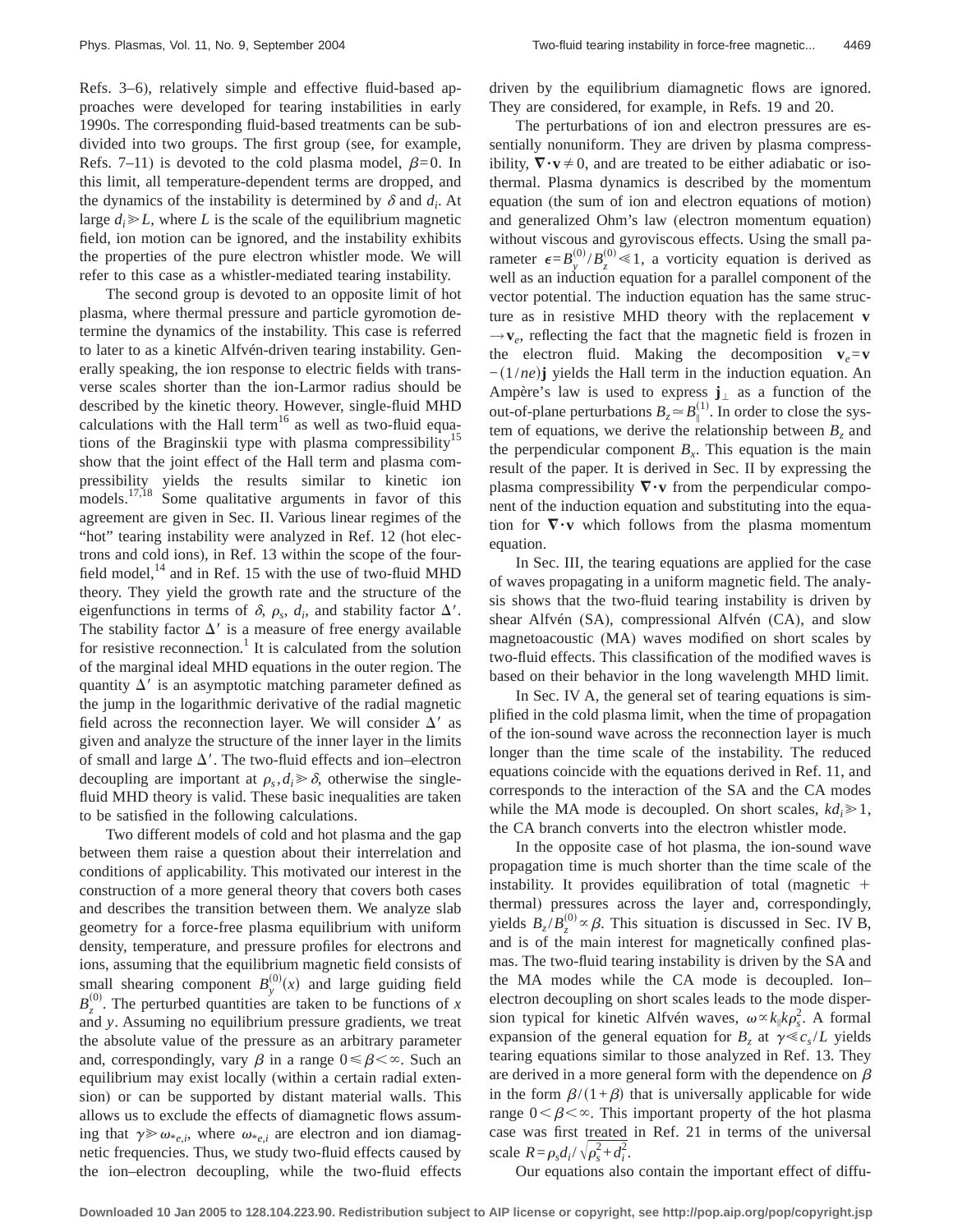Refs. 3–6), relatively simple and effective fluid-based approaches were developed for tearing instabilities in early 1990s. The corresponding fluid-based treatments can be subdivided into two groups. The first group (see, for example, Refs. 7–11) is devoted to the cold plasma model, $\beta=0$. In this limit, all temperature-dependent terms are dropped, and the dynamics of the instability is determined by $\delta$ and $d_i$. At large $d_i \gg L$, where $L$ is the scale of the equilibrium magnetic field, ion motion can be ignored, and the instability exhibits the properties of the pure electron whistler mode. We will refer to this case as a whistler-mediated tearing instability.

The second group is devoted to an opposite limit of hot plasma, where thermal pressure and particle gyromotion determine the dynamics of the instability. This case is referred to later to as a kinetic Alfvén-driven tearing instability. Generally speaking, the ion response to electric fields with transverse scales shorter than the ion-Larmor radius should be described by the kinetic theory. However, single-fluid MHD calculations with the Hall term[16] as well as two-fluid equations of the Braginskii type with plasma compressibility[15] show that the joint effect of the Hall term and plasma compressibility yields the results similar to kinetic ion models.[17,18] Some qualitative arguments in favor of this agreement are given in Sec. II. Various linear regimes of the "hot" tearing instability were analyzed in Ref. 12 (hot electrons and cold ions), in Ref. 13 within the scope of the four-field model,[14] and in Ref. 15 with the use of two-fluid MHD theory. They yield the growth rate and the structure of the eigenfunctions in terms of $\delta$, $\rho_s$, $d_i$, and stability factor $\Delta'$. The stability factor $\Delta'$ is a measure of free energy available for resistive reconnection.[1] It is calculated from the solution of the marginal ideal MHD equations in the outer region. The quantity $\Delta'$ is an asymptotic matching parameter defined as the jump in the logarithmic derivative of the radial magnetic field across the reconnection layer. We will consider $\Delta'$ as given and analyze the structure of the inner layer in the limits of small and large $\Delta'$. The two-fluid effects and ion–electron decoupling are important at $\rho_s, d_i \gg \delta$, otherwise the single-fluid MHD theory is valid. These basic inequalities are taken to be satisfied in the following calculations.

Two different models of cold and hot plasma and the gap between them raise a question about their interrelation and conditions of applicability. This motivated our interest in the construction of a more general theory that covers both cases and describes the transition between them. We analyze slab geometry for a force-free plasma equilibrium with uniform density, temperature, and pressure profiles for electrons and ions, assuming that the equilibrium magnetic field consists of small shearing component $B_y^{(0)}(x)$ and large guiding field $B_z^{(0)}$. The perturbed quantities are taken to be functions of $x$ and $y$. Assuming no equilibrium pressure gradients, we treat the absolute value of the pressure as an arbitrary parameter and, correspondingly, vary $\beta$ in a range $0 \leq \beta < \infty$. Such an equilibrium may exist locally (within a certain radial extension) or can be supported by distant material walls. This allows us to exclude the effects of diamagnetic flows assuming that $\gamma \gg \omega_{*e,i}$, where $\omega_{*e,i}$ are electron and ion diamagnetic frequencies. Thus, we study two-fluid effects caused by the ion–electron decoupling, while the two-fluid effects driven by the equilibrium diamagnetic flows are ignored. They are considered, for example, in Refs. 19 and 20.

The perturbations of ion and electron pressures are essentially nonuniform. They are driven by plasma compressibility, $\nabla \cdot \mathbf{v} \neq 0$, and are treated to be either adiabatic or isothermal. Plasma dynamics is described by the momentum equation (the sum of ion and electron equations of motion) and generalized Ohm's law (electron momentum equation) without viscous and gyroviscous effects. Using the small parameter $\epsilon = B_y^{(0)}/B_z^{(0)} \ll 1$, a vorticity equation is derived as well as an induction equation for a parallel component of the vector potential. The induction equation has the same structure as in resistive MHD theory with the replacement $\mathbf{v} \rightarrow \mathbf{v}_e$, reflecting the fact that the magnetic field is frozen in the electron fluid. Making the decomposition $\mathbf{v}_e = \mathbf{v} - (1/ne)\mathbf{j}$ yields the Hall term in the induction equation. An Ampère's law is used to express $\mathbf{j}_\perp$ as a function of the out-of-plane perturbations $B_z \simeq B_\parallel^{(1)}$. In order to close the system of equations, we derive the relationship between $B_z$ and the perpendicular component $B_x$. This equation is the main result of the paper. It is derived in Sec. II by expressing the plasma compressibility $\nabla \cdot \mathbf{v}$ from the perpendicular component of the induction equation and substituting into the equation for $\nabla \cdot \mathbf{v}$ which follows from the plasma momentum equation.

In Sec. III, the tearing equations are applied for the case of waves propagating in a uniform magnetic field. The analysis shows that the two-fluid tearing instability is driven by shear Alfvén (SA), compressional Alfvén (CA), and slow magnetoacoustic (MA) waves modified on short scales by two-fluid effects. This classification of the modified waves is based on their behavior in the long wavelength MHD limit.

In Sec. IV A, the general set of tearing equations is simplified in the cold plasma limit, when the time of propagation of the ion-sound wave across the reconnection layer is much longer than the time scale of the instability. The reduced equations coincide with the equations derived in Ref. 11, and corresponds to the interaction of the SA and the CA modes while the MA mode is decoupled. On short scales, $kd_i \gg 1$, the CA branch converts into the electron whistler mode.

In the opposite case of hot plasma, the ion-sound wave propagation time is much shorter than the time scale of the instability. It provides equilibration of total (magnetic + thermal) pressures across the layer and, correspondingly, yields $B_z/B_z^{(0)} \propto \beta$. This situation is discussed in Sec. IV B, and is of the main interest for magnetically confined plasmas. The two-fluid tearing instability is driven by the SA and the MA modes while the CA mode is decoupled. Ion–electron decoupling on short scales leads to the mode dispersion typical for kinetic Alfvén waves, $\omega \propto k_\parallel k \rho_s^2$. A formal expansion of the general equation for $B_z$ at $\gamma \ll c_s/L$ yields tearing equations similar to those analyzed in Ref. 13. They are derived in a more general form with the dependence on $\beta$ in the form $\beta/(1+\beta)$ that is universally applicable for wide range $0 < \beta < \infty$. This important property of the hot plasma case was first treated in Ref. 21 in terms of the universal scale $R = \rho_s d_i / \sqrt{\rho_s^2 + d_i^2}$.

Our equations also contain the important effect of diffu-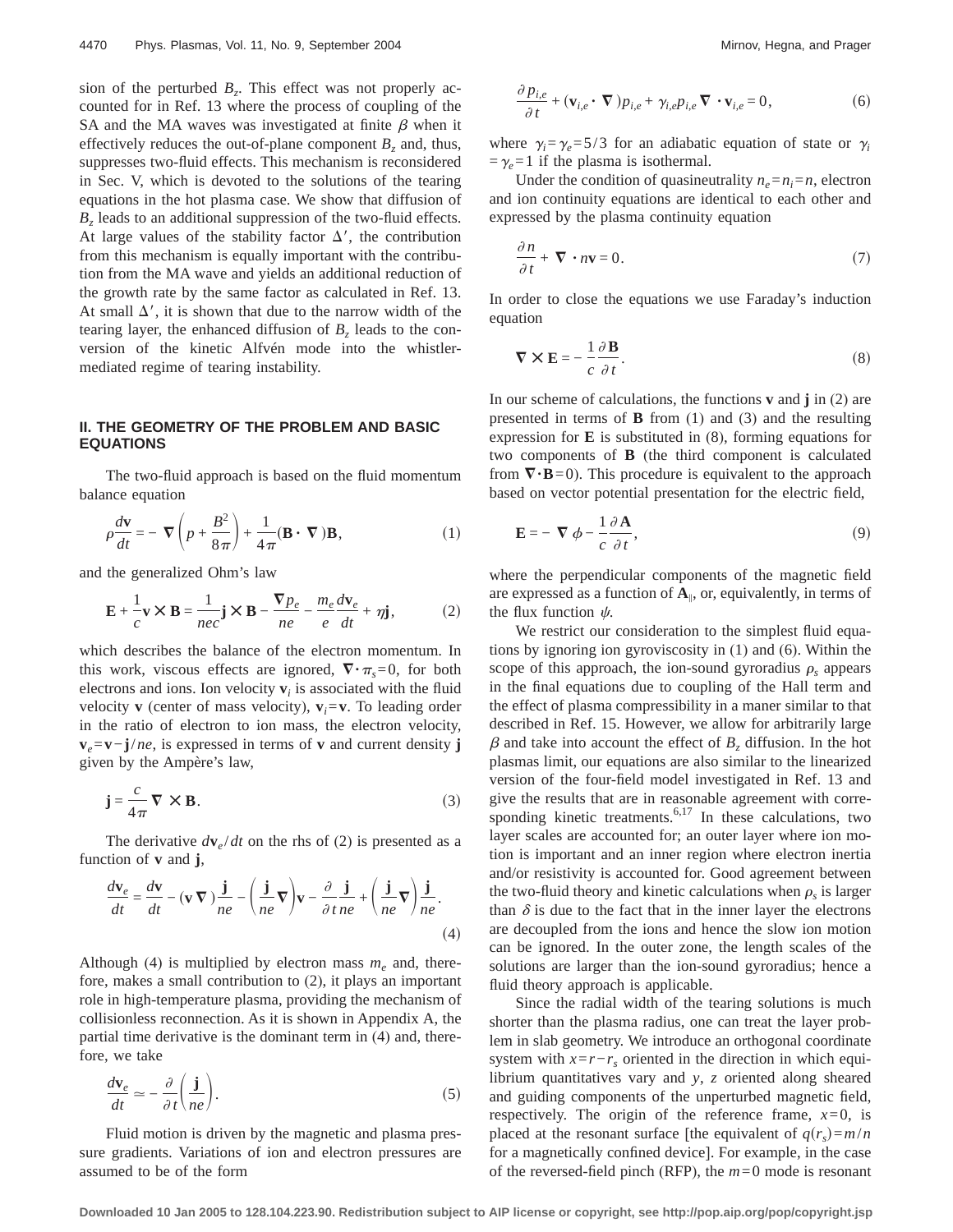sion of the perturbed $B_z$. This effect was not properly accounted for in Ref. 13 where the process of coupling of the SA and the MA waves was investigated at finite $\beta$ when it effectively reduces the out-of-plane component $B_z$ and, thus, suppresses two-fluid effects. This mechanism is reconsidered in Sec. V, which is devoted to the solutions of the tearing equations in the hot plasma case. We show that diffusion of $B_z$ leads to an additional suppression of the two-fluid effects. At large values of the stability factor $\Delta'$, the contribution from this mechanism is equally important with the contribution from the MA wave and yields an additional reduction of the growth rate by the same factor as calculated in Ref. 13. At small $\Delta'$, it is shown that due to the narrow width of the tearing layer, the enhanced diffusion of $B_z$ leads to the conversion of the kinetic Alfvén mode into the whistler-mediated regime of tearing instability.

## II. THE GEOMETRY OF THE PROBLEM AND BASIC EQUATIONS

The two-fluid approach is based on the fluid momentum balance equation

$$\rho \frac{d\mathbf{v}}{dt} = -\nabla\left(p + \frac{B^2}{8\pi}\right) + \frac{1}{4\pi}(\mathbf{B}\cdot\nabla)\mathbf{B}, \tag{1}$$

and the generalized Ohm's law

$$\mathbf{E} + \frac{1}{c}\mathbf{v}\times\mathbf{B} = \frac{1}{nec}\mathbf{j}\times\mathbf{B} - \frac{\nabla p_e}{ne} - \frac{m_e}{e}\frac{d\mathbf{v}_e}{dt} + \eta\mathbf{j}, \tag{2}$$

which describes the balance of the electron momentum. In this work, viscous effects are ignored, $\nabla\cdot\pi_s = 0$, for both electrons and ions. Ion velocity $\mathbf{v}_i$ is associated with the fluid velocity $\mathbf{v}$ (center of mass velocity), $\mathbf{v}_i = \mathbf{v}$. To leading order in the ratio of electron to ion mass, the electron velocity, $\mathbf{v}_e = \mathbf{v} - \mathbf{j}/ne$, is expressed in terms of $\mathbf{v}$ and current density $\mathbf{j}$ given by the Ampère's law,

$$\mathbf{j} = \frac{c}{4\pi}\nabla\times\mathbf{B}. \tag{3}$$

The derivative $d\mathbf{v}_e/dt$ on the rhs of (2) is presented as a function of $\mathbf{v}$ and $\mathbf{j}$,

$$\frac{d\mathbf{v}_e}{dt} = \frac{d\mathbf{v}}{dt} - (\mathbf{v}\nabla)\frac{\mathbf{j}}{ne} - \left(\frac{\mathbf{j}}{ne}\nabla\right)\mathbf{v} - \frac{\partial}{\partial t}\frac{\mathbf{j}}{ne} + \left(\frac{\mathbf{j}}{ne}\nabla\right)\frac{\mathbf{j}}{ne}. \tag{4}$$

Although (4) is multiplied by electron mass $m_e$ and, therefore, makes a small contribution to (2), it plays an important role in high-temperature plasma, providing the mechanism of collisionless reconnection. As it is shown in Appendix A, the partial time derivative is the dominant term in (4) and, therefore, we take

$$\frac{d\mathbf{v}_e}{dt} \simeq -\frac{\partial}{\partial t}\left(\frac{\mathbf{j}}{ne}\right). \tag{5}$$

Fluid motion is driven by the magnetic and plasma pressure gradients. Variations of ion and electron pressures are assumed to be of the form

$$\frac{\partial p_{i,e}}{\partial t} + (\mathbf{v}_{i,e}\cdot\nabla)p_{i,e} + \gamma_{i,e}p_{i,e}\nabla\cdot\mathbf{v}_{i,e} = 0, \tag{6}$$

where $\gamma_i = \gamma_e = 5/3$ for an adiabatic equation of state or $\gamma_i = \gamma_e = 1$ if the plasma is isothermal.

Under the condition of quasineutrality $n_e = n_i = n$, electron and ion continuity equations are identical to each other and expressed by the plasma continuity equation

$$\frac{\partial n}{\partial t} + \nabla\cdot n\mathbf{v} = 0. \tag{7}$$

In order to close the equations we use Faraday's induction equation

$$\nabla\times\mathbf{E} = -\frac{1}{c}\frac{\partial\mathbf{B}}{\partial t}. \tag{8}$$

In our scheme of calculations, the functions $\mathbf{v}$ and $\mathbf{j}$ in (2) are presented in terms of $\mathbf{B}$ from (1) and (3) and the resulting expression for $\mathbf{E}$ is substituted in (8), forming equations for two components of $\mathbf{B}$ (the third component is calculated from $\nabla\cdot\mathbf{B} = 0$). This procedure is equivalent to the approach based on vector potential presentation for the electric field,

$$\mathbf{E} = -\nabla\phi - \frac{1}{c}\frac{\partial\mathbf{A}}{\partial t}, \tag{9}$$

where the perpendicular components of the magnetic field are expressed as a function of $\mathbf{A}_{\parallel}$, or, equivalently, in terms of the flux function $\psi$.

We restrict our consideration to the simplest fluid equations by ignoring ion gyroviscosity in (1) and (6). Within the scope of this approach, the ion-sound gyroradius $\rho_s$ appears in the final equations due to coupling of the Hall term and the effect of plasma compressibility in a maner similar to that described in Ref. 15. However, we allow for arbitrarily large $\beta$ and take into account the effect of $B_z$ diffusion. In the hot plasmas limit, our equations are also similar to the linearized version of the four-field model investigated in Ref. 13 and give the results that are in reasonable agreement with corresponding kinetic treatments.[6,17] In these calculations, two layer scales are accounted for; an outer layer where ion motion is important and an inner region where electron inertia and/or resistivity is accounted for. Good agreement between the two-fluid theory and kinetic calculations when $\rho_s$ is larger than $\delta$ is due to the fact that in the inner layer the electrons are decoupled from the ions and hence the slow ion motion can be ignored. In the outer zone, the length scales of the solutions are larger than the ion-sound gyroradius; hence a fluid theory approach is applicable.

Since the radial width of the tearing solutions is much shorter than the plasma radius, one can treat the layer problem in slab geometry. We introduce an orthogonal coordinate system with $x = r - r_s$ oriented in the direction in which equilibrium quantitatives vary and $y$, $z$ oriented along sheared and guiding components of the unperturbed magnetic field, respectively. The origin of the reference frame, $x = 0$, is placed at the resonant surface [the equivalent of $q(r_s) = m/n$ for a magnetically confined device]. For example, in the case of the reversed-field pinch (RFP), the $m = 0$ mode is resonant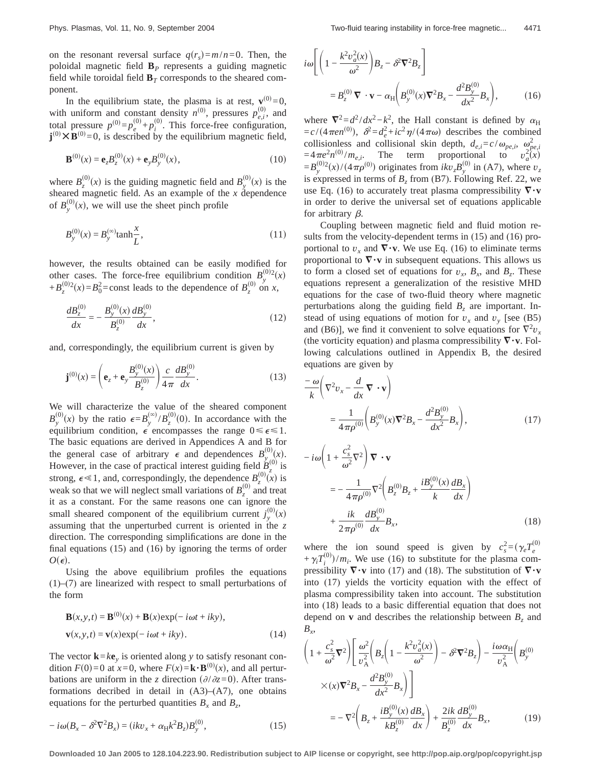on the resonant reversal surface $q(r_s)=m/n=0$. Then, the poloidal magnetic field $\mathbf{B}_P$ represents a guiding magnetic field while toroidal field $\mathbf{B}_T$ corresponds to the sheared component.

In the equilibrium state, the plasma is at rest, $\mathbf{v}^{(0)}=0$, with uniform and constant density $n^{(0)}$, pressures $p_{e,i}^{(0)}$, and total pressure $p^{(0)}=p_e^{(0)}+p_i^{(0)}$. This force-free configuration, $\mathbf{j}^{(0)}\times\mathbf{B}^{(0)}=0$, is described by the equilibrium magnetic field,

$$\mathbf{B}^{(0)}(x) = \mathbf{e}_z B_z^{(0)}(x) + \mathbf{e}_y B_y^{(0)}(x), \tag{10}$$

where $B_z^{(0)}(x)$ is the guiding magnetic field and $B_y^{(0)}(x)$ is the sheared magnetic field. As an example of the $x$ dependence of $B_y^{(0)}(x)$, we will use the sheet pinch profile

$$B_y^{(0)}(x) = B_y^{(\infty)} \tanh\frac{x}{L}, \tag{11}$$

however, the results obtained can be easily modified for other cases. The force-free equilibrium condition $B_y^{(0)2}(x)+B_z^{(0)2}(x)=B_0^2=\text{const}$ leads to the dependence of $B_z^{(0)}$ on $x$,

$$\frac{dB_z^{(0)}}{dx} = -\frac{B_y^{(0)}(x)}{B_z^{(0)}}\frac{dB_y^{(0)}}{dx}, \tag{12}$$

and, correspondingly, the equilibrium current is given by

$$\mathbf{j}^{(0)}(x) = \left(\mathbf{e}_z + \mathbf{e}_y\frac{B_y^{(0)}(x)}{B_z^{(0)}}\right)\frac{c}{4\pi}\frac{dB_y^{(0)}}{dx}. \tag{13}$$

We will characterize the value of the sheared component $B_y^{(0)}(x)$ by the ratio $\epsilon=B_y^{(\infty)}/B_z^{(0)}(0)$. In accordance with the equilibrium condition, $\epsilon$ encompasses the range $0\leqslant\epsilon\leqslant 1$. The basic equations are derived in Appendices A and B for the general case of arbitrary $\epsilon$ and dependences $B_y^{(0)}(x)$. However, in the case of practical interest guiding field $B_z^{(0)}$ is strong, $\epsilon\ll 1$, and, correspondingly, the dependence $B_z^{(0)}(x)$ is weak so that we will neglect small variations of $B_z^{(0)}$ and treat it as a constant. For the same reasons one can ignore the small sheared component of the equilibrium current $j_y^{(0)}(x)$ assuming that the unperturbed current is oriented in the $z$ direction. The corresponding simplifications are done in the final equations (15) and (16) by ignoring the terms of order $O(\epsilon)$.

Using the above equilibrium profiles the equations (1)–(7) are linearized with respect to small perturbations of the form

$$\mathbf{B}(x,y,t) = \mathbf{B}^{(0)}(x) + \mathbf{B}(x)\exp(-i\omega t + iky),$$
$$\mathbf{v}(x,y,t) = \mathbf{v}(x)\exp(-i\omega t + iky). \tag{14}$$

The vector $\mathbf{k}=k\mathbf{e}_y$ is oriented along $y$ to satisfy resonant condition $F(0)=0$ at $x=0$, where $F(x)=\mathbf{k}\cdot\mathbf{B}^{(0)}(x)$, and all perturbations are uniform in the $z$ direction $(\partial/\partial z=0)$. After transformations decribed in detail in (A3)–(A7), one obtains equations for the perturbed quantities $B_x$ and $B_z$,

$$-i\omega(B_x - \delta^2\nabla^2 B_x) = (ikv_x + \alpha_{\mathrm{H}}k^2 B_z)B_y^{(0)}, \tag{15}$$

$$i\omega\left[\left(1-\frac{k^2v_a^2(x)}{\omega^2}\right)B_z - \delta^2\nabla^2 B_z\right] = B_z^{(0)}\nabla\cdot\mathbf{v} - \alpha_{\mathrm{H}}\left(B_y^{(0)}(x)\nabla^2 B_x - \frac{d^2B_y^{(0)}}{dx^2}B_x\right), \tag{16}$$

where $\nabla^2=d^2/dx^2-k^2$, the Hall constant is defined by $\alpha_{\mathrm{H}}=c/(4\pi e n^{(0)})$, $\delta^2=d_e^2+ic^2\eta/(4\pi\omega)$ describes the combined collisionless and collisional skin depth, $d_{e,i}=c/\omega_{pe,i}$, $\omega_{pe,i}^2=4\pi e^2 n^{(0)}/m_{e,i}$. The term proportional to $v_a^2(x)=B_y^{(0)2}(x)/(4\pi\rho^{(0)})$ originates from $ikv_zB_y^{(0)}$ in (A7), where $v_z$ is expressed in terms of $B_z$ from (B7). Following Ref. 22, we use Eq. (16) to accurately treat plasma compressibility $\nabla\cdot\mathbf{v}$ in order to derive the universal set of equations applicable for arbitrary $\beta$.

Coupling between magnetic field and fluid motion results from the velocity-dependent terms in (15) and (16) proportional to $v_x$ and $\nabla\cdot\mathbf{v}$. We use Eq. (16) to eliminate terms proportional to $\nabla\cdot\mathbf{v}$ in subsequent equations. This allows us to form a closed set of equations for $v_x$, $B_x$, and $B_z$. These equations represent a generalization of the resistive MHD equations for the case of two-fluid theory where magnetic perturbations along the guiding field $B_z$ are important. Instead of using equations of motion for $v_x$ and $v_y$ [see (B5) and (B6)], we find it convenient to solve equations for $\nabla^2 v_x$ (the vorticity equation) and plasma compressibility $\nabla\cdot\mathbf{v}$. Following calculations outlined in Appendix B, the desired equations are given by

$$\frac{-\omega}{k}\left(\nabla^2 v_x - \frac{d}{dx}\nabla\cdot\mathbf{v}\right) = \frac{1}{4\pi\rho^{(0)}}\left(B_y^{(0)}(x)\nabla^2 B_x - \frac{d^2B_y^{(0)}}{dx^2}B_x\right), \tag{17}$$

$$-i\omega\left(1+\frac{c_s^2}{\omega^2}\nabla^2\right)\nabla\cdot\mathbf{v} = -\frac{1}{4\pi\rho^{(0)}}\nabla^2\left(B_z^{(0)}B_z + \frac{iB_y^{(0)}(x)}{k}\frac{dB_x}{dx}\right) + \frac{ik}{2\pi\rho^{(0)}}\frac{dB_y^{(0)}}{dx}B_x, \tag{18}$$

where the ion sound speed is given by $c_s^2=(\gamma_e T_e^{(0)}+\gamma_i T_i^{(0)})/m_i$. We use (16) to substitute for the plasma compressibility $\nabla\cdot\mathbf{v}$ into (17) and (18). The substitution of $\nabla\cdot\mathbf{v}$ into (17) yields the vorticity equation with the effect of plasma compressibility taken into account. The substitution into (18) leads to a basic differential equation that does not depend on $\mathbf{v}$ and describes the relationship between $B_z$ and $B_x$,

$$\left(1+\frac{c_s^2}{\omega^2}\nabla^2\right)\left[\frac{\omega^2}{v_{\mathrm{A}}^2}\left(B_z\left(1-\frac{k^2v_a^2(x)}{\omega^2}\right)-\delta^2\nabla^2 B_z\right) - \frac{i\omega\alpha_{\mathrm{H}}}{v_{\mathrm{A}}^2}\left(B_y^{(0)}(x)\nabla^2 B_x - \frac{d^2B_y^{(0)}}{dx^2}B_x\right)\right] = -\nabla^2\left(B_z + \frac{iB_y^{(0)}(x)}{kB_z^{(0)}}\frac{dB_x}{dx}\right) + \frac{2ik}{B_z^{(0)}}\frac{dB_y^{(0)}}{dx}B_x, \tag{19}$$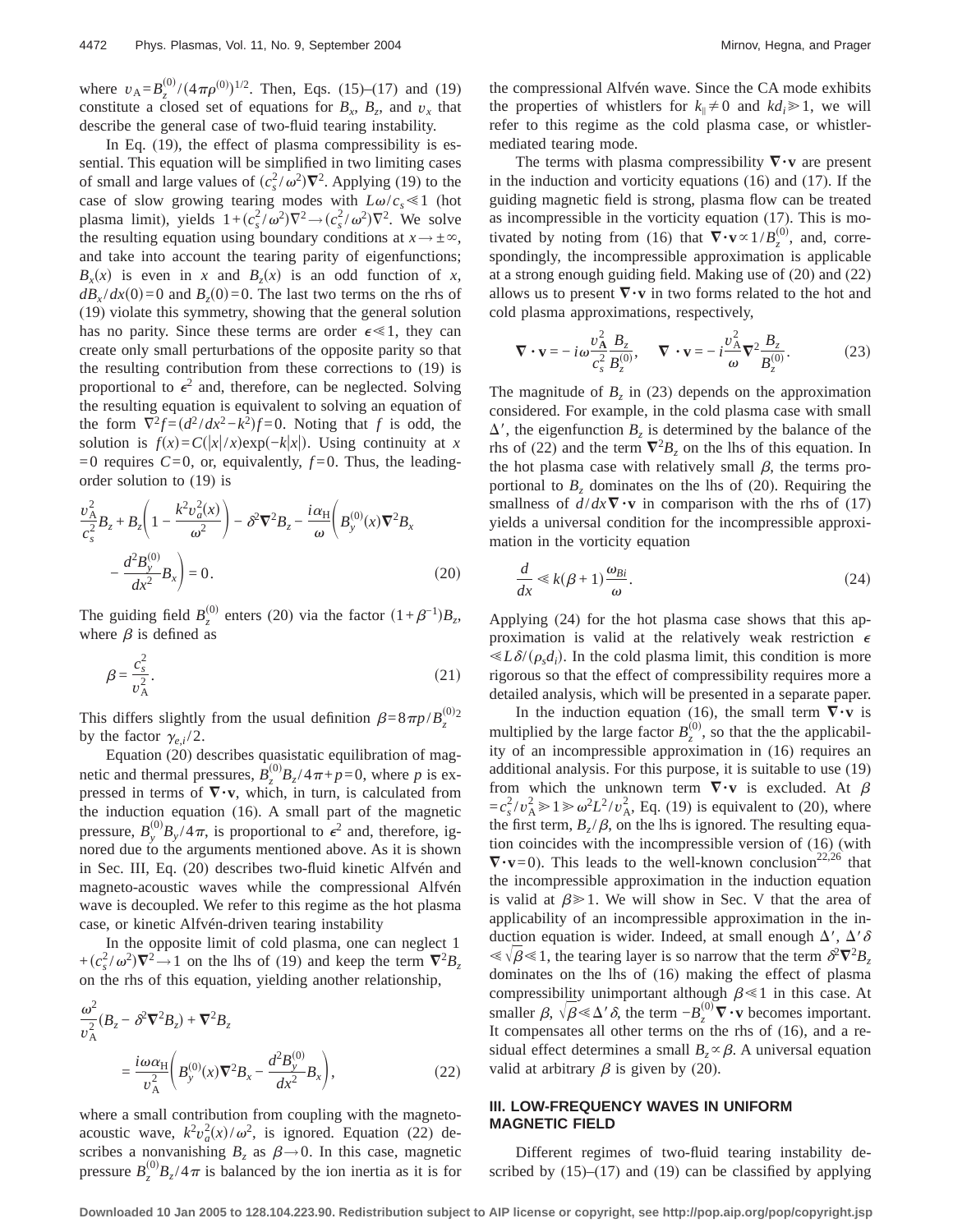where $v_A = B_z^{(0)}/(4\pi\rho^{(0)})^{1/2}$. Then, Eqs. (15)–(17) and (19) constitute a closed set of equations for $B_x$, $B_z$, and $v_x$ that describe the general case of two-fluid tearing instability.

In Eq. (19), the effect of plasma compressibility is essential. This equation will be simplified in two limiting cases of small and large values of $(c_s^2/\omega^2)\nabla^2$. Applying (19) to the case of slow growing tearing modes with $L\omega/c_s \ll 1$ (hot plasma limit), yields $1+(c_s^2/\omega^2)\nabla^2 \rightarrow (c_s^2/\omega^2)\nabla^2$. We solve the resulting equation using boundary conditions at $x \rightarrow \pm\infty$, and take into account the tearing parity of eigenfunctions; $B_x(x)$ is even in $x$ and $B_z(x)$ is an odd function of $x$, $dB_x/dx(0)=0$ and $B_z(0)=0$. The last two terms on the rhs of (19) violate this symmetry, showing that the general solution has no parity. Since these terms are order $\epsilon \ll 1$, they can create only small perturbations of the opposite parity so that the resulting contribution from these corrections to (19) is proportional to $\epsilon^2$ and, therefore, can be neglected. Solving the resulting equation is equivalent to solving an equation of the form $\nabla^2 f = (d^2/dx^2 - k^2)f = 0$. Noting that $f$ is odd, the solution is $f(x) = C(|x|/x)\exp(-k|x|)$. Using continuity at $x=0$ requires $C=0$, or, equivalently, $f=0$. Thus, the leading-order solution to (19) is

$$\frac{v_A^2}{c_s^2}B_z + B_z\left(1 - \frac{k^2 v_a^2(x)}{\omega^2}\right) - \delta^2\nabla^2 B_z - \frac{i\alpha_H}{\omega}\left(B_y^{(0)}(x)\nabla^2 B_x - \frac{d^2 B_y^{(0)}}{dx^2}B_x\right) = 0. \tag{20}$$

The guiding field $B_z^{(0)}$ enters (20) via the factor $(1+\beta^{-1})B_z$, where $\beta$ is defined as

$$\beta = \frac{c_s^2}{v_A^2}. \tag{21}$$

This differs slightly from the usual definition $\beta = 8\pi p/B_z^{(0)2}$ by the factor $\gamma_{e,i}/2$.

Equation (20) describes quasistatic equilibration of magnetic and thermal pressures, $B_z^{(0)}B_z/4\pi + p = 0$, where $p$ is expressed in terms of $\nabla\cdot\mathbf{v}$, which, in turn, is calculated from the induction equation (16). A small part of the magnetic pressure, $B_y^{(0)}B_y/4\pi$, is proportional to $\epsilon^2$ and, therefore, ignored due to the arguments mentioned above. As it is shown in Sec. III, Eq. (20) describes two-fluid kinetic Alfvén and magneto-acoustic waves while the compressional Alfvén wave is decoupled. We refer to this regime as the hot plasma case, or kinetic Alfvén-driven tearing instability

In the opposite limit of cold plasma, one can neglect $1+(c_s^2/\omega^2)\nabla^2 \rightarrow 1$ on the lhs of (19) and keep the term $\nabla^2 B_z$ on the rhs of this equation, yielding another relationship,

$$\frac{\omega^2}{v_A^2}(B_z - \delta^2\nabla^2 B_z) + \nabla^2 B_z = \frac{i\omega\alpha_H}{v_A^2}\left(B_y^{(0)}(x)\nabla^2 B_x - \frac{d^2 B_y^{(0)}}{dx^2}B_x\right), \tag{22}$$

where a small contribution from coupling with the magneto-acoustic wave, $k^2 v_a^2(x)/\omega^2$, is ignored. Equation (22) describes a nonvanishing $B_z$ as $\beta \rightarrow 0$. In this case, magnetic pressure $B_z^{(0)}B_z/4\pi$ is balanced by the ion inertia as it is for the compressional Alfvén wave. Since the CA mode exhibits the properties of whistlers for $k_\parallel \neq 0$ and $kd_i \gg 1$, we will refer to this regime as the cold plasma case, or whistler-mediated tearing mode.

The terms with plasma compressibility $\nabla\cdot\mathbf{v}$ are present in the induction and vorticity equations (16) and (17). If the guiding magnetic field is strong, plasma flow can be treated as incompressible in the vorticity equation (17). This is motivated by noting from (16) that $\nabla\cdot\mathbf{v} \propto 1/B_z^{(0)}$, and, correspondingly, the incompressible approximation is applicable at a strong enough guiding field. Making use of (20) and (22) allows us to present $\nabla\cdot\mathbf{v}$ in two forms related to the hot and cold plasma approximations, respectively,

$$\nabla\cdot\mathbf{v} = -i\omega\frac{v_A^2}{c_s^2}\frac{B_z}{B_z^{(0)}}, \quad \nabla\cdot\mathbf{v} = -i\frac{v_A^2}{\omega}\nabla^2\frac{B_z}{B_z^{(0)}}. \tag{23}$$

The magnitude of $B_z$ in (23) depends on the approximation considered. For example, in the cold plasma case with small $\Delta'$, the eigenfunction $B_z$ is determined by the balance of the rhs of (22) and the term $\nabla^2 B_z$ on the lhs of this equation. In the hot plasma case with relatively small $\beta$, the terms proportional to $B_z$ dominates on the lhs of (20). Requiring the smallness of $d/dx\nabla\cdot\mathbf{v}$ in comparison with the rhs of (17) yields a universal condition for the incompressible approximation in the vorticity equation

$$\frac{d}{dx} \ll k(\beta+1)\frac{\omega_{Bi}}{\omega}. \tag{24}$$

Applying (24) for the hot plasma case shows that this approximation is valid at the relatively weak restriction $\epsilon \ll L\delta/(\rho_s d_i)$. In the cold plasma limit, this condition is more rigorous so that the effect of compressibility requires more a detailed analysis, which will be presented in a separate paper.

In the induction equation (16), the small term $\nabla\cdot\mathbf{v}$ is multiplied by the large factor $B_z^{(0)}$, so that the the applicability of an incompressible approximation in (16) requires an additional analysis. For this purpose, it is suitable to use (19) from which the unknown term $\nabla\cdot\mathbf{v}$ is excluded. At $\beta = c_s^2/v_A^2 \gg 1 \gg \omega^2 L^2/v_A^2$, Eq. (19) is equivalent to (20), where the first term, $B_z/\beta$, on the lhs is ignored. The resulting equation coincides with the incompressible version of (16) (with $\nabla\cdot\mathbf{v}=0$). This leads to the well-known conclusion[22,26] that the incompressible approximation in the induction equation is valid at $\beta \gg 1$. We will show in Sec. V that the area of applicability of an incompressible approximation in the induction equation is wider. Indeed, at small enough $\Delta'$, $\Delta'\delta \ll \sqrt{\beta} \ll 1$, the tearing layer is so narrow that the term $\delta^2\nabla^2 B_z$ dominates on the lhs of (16) making the effect of plasma compressibility unimportant although $\beta \ll 1$ in this case. At smaller $\beta$, $\sqrt{\beta} \ll \Delta'\delta$, the term $-B_z^{(0)}\nabla\cdot\mathbf{v}$ becomes important. It compensates all other terms on the rhs of (16), and a residual effect determines a small $B_z \propto \beta$. A universal equation valid at arbitrary $\beta$ is given by (20).

## III. LOW-FREQUENCY WAVES IN UNIFORM MAGNETIC FIELD

Different regimes of two-fluid tearing instability described by (15)–(17) and (19) can be classified by applying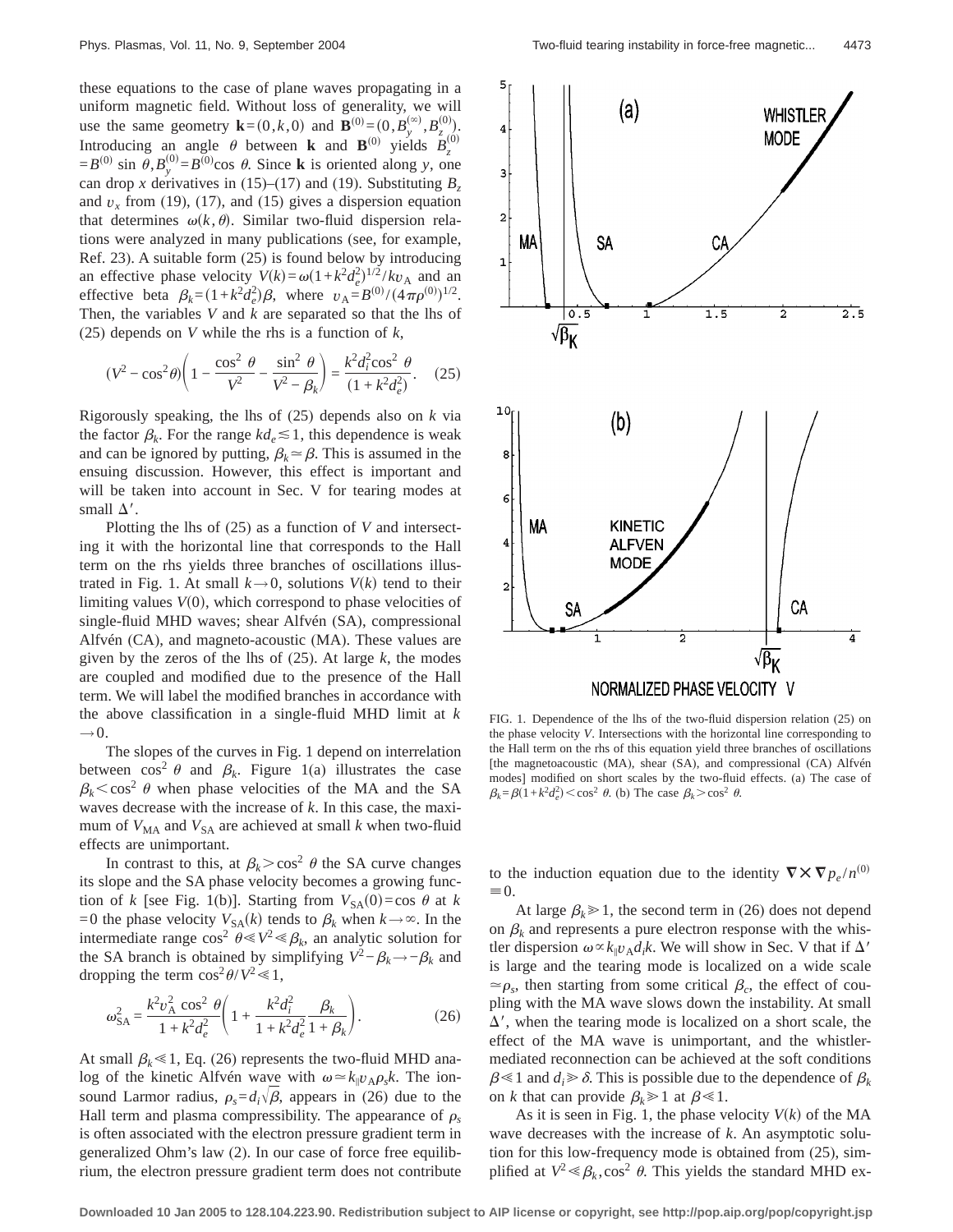these equations to the case of plane waves propagating in a uniform magnetic field. Without loss of generality, we will use the same geometry $\mathbf{k}=(0,k,0)$ and $\mathbf{B}^{(0)}=(0,B_y^{(\infty)},B_z^{(0)})$. Introducing an angle $\theta$ between $\mathbf{k}$ and $\mathbf{B}^{(0)}$ yields $B_z^{(0)}=B^{(0)}\sin\theta, B_y^{(0)}=B^{(0)}\cos\theta$. Since $\mathbf{k}$ is oriented along $y$, one can drop $x$ derivatives in (15)–(17) and (19). Substituting $B_z$ and $v_x$ from (19), (17), and (15) gives a dispersion equation that determines $\omega(k,\theta)$. Similar two-fluid dispersion relations were analyzed in many publications (see, for example, Ref. 23). A suitable form (25) is found below by introducing an effective phase velocity $V(k)=\omega(1+k^2d_e^2)^{1/2}/kv_A$ and an effective beta $\beta_k=(1+k^2d_e^2)\beta$, where $v_A=B^{(0)}/(4\pi\rho^{(0)})^{1/2}$. Then, the variables $V$ and $k$ are separated so that the lhs of (25) depends on $V$ while the rhs is a function of $k$,

$$(V^2-\cos^2\theta)\left(1-\frac{\cos^2\theta}{V^2}-\frac{\sin^2\theta}{V^2-\beta_k}\right)=\frac{k^2d_i^2\cos^2\theta}{(1+k^2d_e^2)}. \quad (25)$$

Rigorously speaking, the lhs of (25) depends also on $k$ via the factor $\beta_k$. For the range $kd_e\lesssim 1$, this dependence is weak and can be ignored by putting, $\beta_k\simeq\beta$. This is assumed in the ensuing discussion. However, this effect is important and will be taken into account in Sec. V for tearing modes at small $\Delta'$.

Plotting the lhs of (25) as a function of $V$ and intersecting it with the horizontal line that corresponds to the Hall term on the rhs yields three branches of oscillations illustrated in Fig. 1. At small $k\rightarrow 0$, solutions $V(k)$ tend to their limiting values $V(0)$, which correspond to phase velocities of single-fluid MHD waves; shear Alfvén (SA), compressional Alfvén (CA), and magneto-acoustic (MA). These values are given by the zeros of the lhs of (25). At large $k$, the modes are coupled and modified due to the presence of the Hall term. We will label the modified branches in accordance with the above classification in a single-fluid MHD limit at $k\rightarrow 0$.

The slopes of the curves in Fig. 1 depend on interrelation between $\cos^2\theta$ and $\beta_k$. Figure 1(a) illustrates the case $\beta_k<\cos^2\theta$ when phase velocities of the MA and the SA waves decrease with the increase of $k$. In this case, the maximum of $V_{\mathrm{MA}}$ and $V_{\mathrm{SA}}$ are achieved at small $k$ when two-fluid effects are unimportant.

In contrast to this, at $\beta_k>\cos^2\theta$ the SA curve changes its slope and the SA phase velocity becomes a growing function of $k$ [see Fig. 1(b)]. Starting from $V_{\mathrm{SA}}(0)=\cos\theta$ at $k=0$ the phase velocity $V_{\mathrm{SA}}(k)$ tends to $\beta_k$ when $k\rightarrow\infty$. In the intermediate range $\cos^2\theta\ll V^2\ll\beta_k$, an analytic solution for the SA branch is obtained by simplifying $V^2-\beta_k\rightarrow-\beta_k$ and dropping the term $\cos^2\theta/V^2\ll 1$,

$$\omega_{\mathrm{SA}}^2=\frac{k^2v_A^2\cos^2\theta}{1+k^2d_e^2}\left(1+\frac{k^2d_i^2}{1+k^2d_e^2}\frac{\beta_k}{1+\beta_k}\right). \quad (26)$$

At small $\beta_k\ll 1$, Eq. (26) represents the two-fluid MHD analog of the kinetic Alfvén wave with $\omega\simeq k_\parallel v_A\rho_s k$. The ion-sound Larmor radius, $\rho_s=d_i\sqrt{\beta}$, appears in (26) due to the Hall term and plasma compressibility. The appearance of $\rho_s$ is often associated with the electron pressure gradient term in generalized Ohm's law (2). In our case of force free equilibrium, the electron pressure gradient term does not contribute to the induction equation due to the identity $\nabla\times\nabla p_e/n^{(0)}\equiv 0$.

At large $\beta_k\gg 1$, the second term in (26) does not depend on $\beta_k$ and represents a pure electron response with the whistler dispersion $\omega\propto k_\parallel v_A d_i k$. We will show in Sec. V that if $\Delta'$ is large and the tearing mode is localized on a wide scale $\simeq\rho_s$, then starting from some critical $\beta_c$, the effect of coupling with the MA wave slows down the instability. At small $\Delta'$, when the tearing mode is localized on a short scale, the effect of the MA wave is unimportant, and the whistler-mediated reconnection can be achieved at the soft conditions $\beta\ll 1$ and $d_i\gg\delta$. This is possible due to the dependence of $\beta_k$ on $k$ that can provide $\beta_k\gg 1$ at $\beta\ll 1$.

As it is seen in Fig. 1, the phase velocity $V(k)$ of the MA wave decreases with the increase of $k$. An asymptotic solution for this low-frequency mode is obtained from (25), simplified at $V^2\ll\beta_k,\cos^2\theta$. This yields the standard MHD ex-

(a)
WHISTLER MODE
MA
SA
CA
0.5
1
1.5
2
2.5
$\sqrt{\beta_K}$

(b)
MA
KINETIC ALFVEN MODE
SA
CA
2
4
$\sqrt{\beta_K}$
NORMALIZED PHASE VELOCITY V

FIG. 1. Dependence of the lhs of the two-fluid dispersion relation (25) on the phase velocity $V$. Intersections with the horizontal line corresponding to the Hall term on the rhs of this equation yield three branches of oscillations [the magnetoacoustic (MA), shear (SA), and compressional (CA) Alfvén modes] modified on short scales by the two-fluid effects. (a) The case of $\beta_k=\beta(1+k^2d_e^2)<\cos^2\theta$. (b) The case $\beta_k>\cos^2\theta$.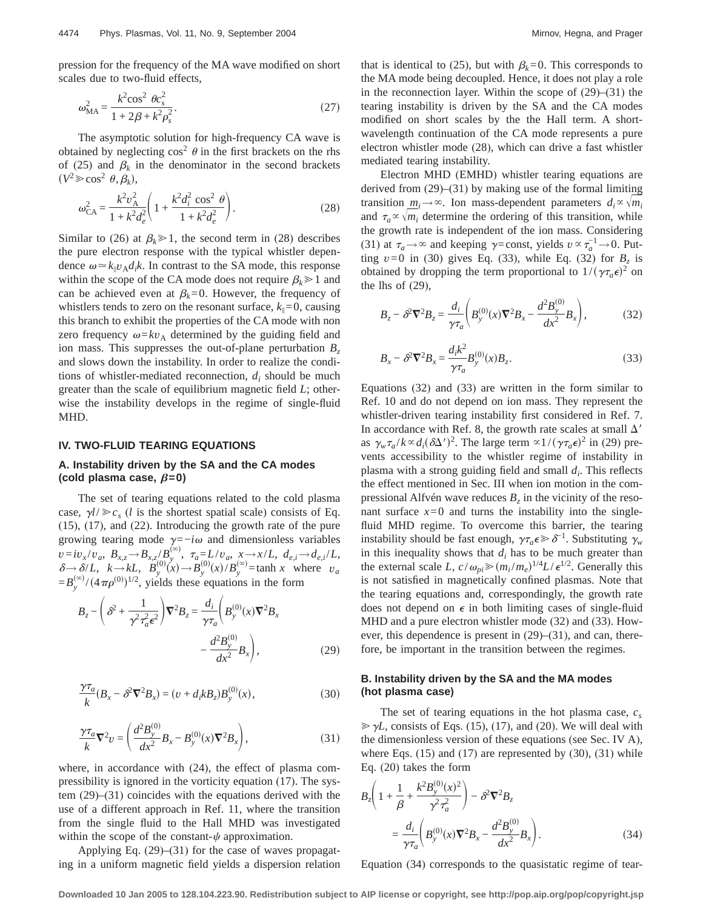pression for the frequency of the MA wave modified on short scales due to two-fluid effects,

$$\omega_{\rm MA}^2 = \frac{k^2 \cos^2 \theta c_s^2}{1 + 2\beta + k^2 \rho_s^2}. \tag{27}$$

The asymptotic solution for high-frequency CA wave is obtained by neglecting $\cos^2 \theta$ in the first brackets on the rhs of (25) and $\beta_k$ in the denominator in the second brackets $(V^2 \gg \cos^2 \theta, \beta_k)$,

$$\omega_{\rm CA}^2 = \frac{k^2 v_{\rm A}^2}{1 + k^2 d_e^2}\left(1 + \frac{k^2 d_i^2 \cos^2 \theta}{1 + k^2 d_e^2}\right). \tag{28}$$

Similar to (26) at $\beta_k \gg 1$, the second term in (28) describes the pure electron response with the typical whistler dependence $\omega \simeq k_\parallel v_{\rm A} d_i k$. In contrast to the SA mode, this response within the scope of the CA mode does not require $\beta_k \gg 1$ and can be achieved even at $\beta_k = 0$. However, the frequency of whistlers tends to zero on the resonant surface, $k_\parallel = 0$, causing this branch to exhibit the properties of the CA mode with non zero frequency $\omega = k v_{\rm A}$ determined by the guiding field and ion mass. This suppresses the out-of-plane perturbation $B_z$ and slows down the instability. In order to realize the conditions of whistler-mediated reconnection, $d_i$ should be much greater than the scale of equilibrium magnetic field $L$; otherwise the instability develops in the regime of single-fluid MHD.

## IV. TWO-FLUID TEARING EQUATIONS

### A. Instability driven by the SA and the CA modes (cold plasma case, $\beta = 0$)

The set of tearing equations related to the cold plasma case, $\gamma l / \gg c_s$ ($l$ is the shortest spatial scale) consists of Eq. (15), (17), and (22). Introducing the growth rate of the pure growing tearing mode $\gamma = -i\omega$ and dimensionless variables $v = i v_x / v_a$, $B_{x,z} \to B_{x,z}/B_y^{(\infty)}$, $\tau_a = L/v_a$, $x \to x/L$, $d_{e,i} \to d_{e,i}/L$, $\delta \to \delta/L$, $k \to kL$, $B_y^{(0)}(x) \to B_y^{(0)}(x)/B_y^{(\infty)} = \tanh x$ where $v_a = B_y^{(\infty)}/(4\pi \rho^{(0)})^{1/2}$, yields these equations in the form

$$B_z - \left(\delta^2 + \frac{1}{\gamma^2 \tau_a^2 \epsilon^2}\right)\nabla^2 B_z = \frac{d_i}{\gamma \tau_a}\left(B_y^{(0)}(x)\nabla^2 B_x - \frac{d^2 B_y^{(0)}}{dx^2} B_x\right), \tag{29}$$

$$\frac{\gamma \tau_a}{k}(B_x - \delta^2 \nabla^2 B_x) = (v + d_i k B_z) B_y^{(0)}(x), \tag{30}$$

$$\frac{\gamma \tau_a}{k}\nabla^2 v = \left(\frac{d^2 B_y^{(0)}}{dx^2} B_x - B_y^{(0)}(x)\nabla^2 B_x\right), \tag{31}$$

where, in accordance with (24), the effect of plasma compressibility is ignored in the vorticity equation (17). The system (29)–(31) coincides with the equations derived with the use of a different approach in Ref. 11, where the transition from the single fluid to the Hall MHD was investigated within the scope of the constant-$\psi$ approximation.

Applying Eq. (29)–(31) for the case of waves propagating in a uniform magnetic field yields a dispersion relation that is identical to (25), but with $\beta_k = 0$. This corresponds to the MA mode being decoupled. Hence, it does not play a role in the reconnection layer. Within the scope of (29)–(31) the tearing instability is driven by the SA and the CA modes modified on short scales by the Hall term. A short-wavelength continuation of the CA mode represents a pure electron whistler mode (28), which can drive a fast whistler mediated tearing instability.

Electron MHD (EMHD) whistler tearing equations are derived from (29)–(31) by making use of the formal limiting transition $m_i \to \infty$. Ion mass-dependent parameters $d_i \propto \sqrt{m_i}$ and $\tau_a \propto \sqrt{m_i}$ determine the ordering of this transition, while the growth rate is independent of the ion mass. Considering (31) at $\tau_a \to \infty$ and keeping $\gamma = $const, yields $v \propto \tau_a^{-1} \to 0$. Putting $v = 0$ in (30) gives Eq. (33), while Eq. (32) for $B_z$ is obtained by dropping the term proportional to $1/(\gamma \tau_a \epsilon)^2$ on the lhs of (29),

$$B_z - \delta^2 \nabla^2 B_z = \frac{d_i}{\gamma \tau_a}\left(B_y^{(0)}(x)\nabla^2 B_x - \frac{d^2 B_y^{(0)}}{dx^2} B_x\right), \tag{32}$$

$$B_x - \delta^2 \nabla^2 B_x = \frac{d_i k^2}{\gamma \tau_a} B_y^{(0)}(x) B_z. \tag{33}$$

Equations (32) and (33) are written in the form similar to Ref. 10 and do not depend on ion mass. They represent the whistler-driven tearing instability first considered in Ref. 7. In accordance with Ref. 8, the growth rate scales at small $\Delta'$ as $\gamma_w \tau_a / k \propto d_i (\delta \Delta')^2$. The large term $\propto 1/(\gamma \tau_a \epsilon)^2$ in (29) prevents accessibility to the whistler regime of instability in plasma with a strong guiding field and small $d_i$. This reflects the effect mentioned in Sec. III when ion motion in the compressional Alfvén wave reduces $B_z$ in the vicinity of the resonant surface $x = 0$ and turns the instability into the single-fluid MHD regime. To overcome this barrier, the tearing instability should be fast enough, $\gamma \tau_a \epsilon \gg \delta^{-1}$. Substituting $\gamma_w$ in this inequality shows that $d_i$ has to be much greater than the external scale $L$, $c/\omega_{pi} \gg (m_i/m_e)^{1/4} L / \epsilon^{1/2}$. Generally this is not satisfied in magnetically confined plasmas. Note that the tearing equations and, correspondingly, the growth rate does not depend on $\epsilon$ in both limiting cases of single-fluid MHD and a pure electron whistler mode (32) and (33). However, this dependence is present in (29)–(31), and can, therefore, be important in the transition between the regimes.

### B. Instability driven by the SA and the MA modes (hot plasma case)

The set of tearing equations in the hot plasma case, $c_s \gg \gamma L$, consists of Eqs. (15), (17), and (20). We will deal with the dimensionless version of these equations (see Sec. IV A), where Eqs. (15) and (17) are represented by (30), (31) while Eq. (20) takes the form

$$B_z\left(1 + \frac{1}{\beta} + \frac{k^2 B_y^{(0)}(x)^2}{\gamma^2 \tau_a^2}\right) - \delta^2 \nabla^2 B_z = \frac{d_i}{\gamma \tau_a}\left(B_y^{(0)}(x)\nabla^2 B_x - \frac{d^2 B_y^{(0)}}{dx^2} B_x\right). \tag{34}$$

Equation (34) corresponds to the quasistatic regime of tear-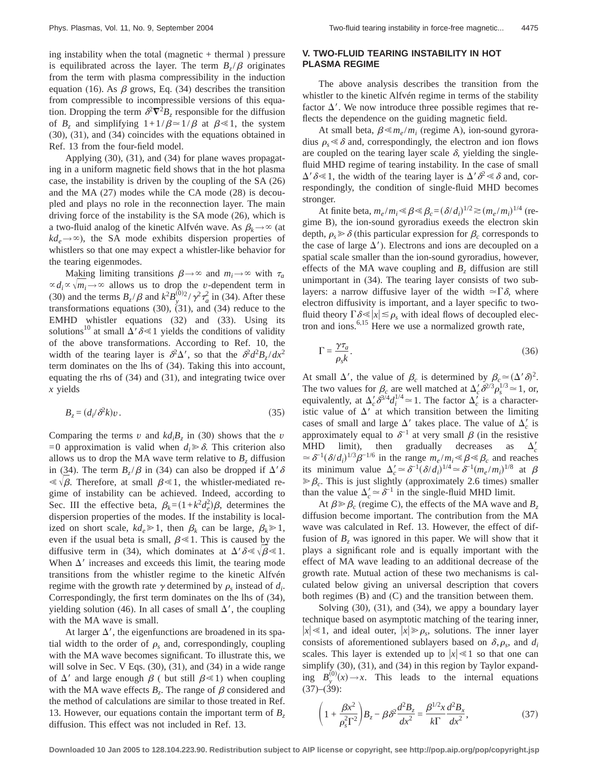ing instability when the total (magnetic + thermal ) pressure is equilibrated across the layer. The term $B_z/\beta$ originates from the term with plasma compressibility in the induction equation (16). As $\beta$ grows, Eq. (34) describes the transition from compressible to incompressible versions of this equation. Dropping the term $\delta^2\nabla^2 B_z$ responsible for the diffusion of $B_z$ and simplifying $1+1/\beta \simeq 1/\beta$ at $\beta \ll 1$, the system (30), (31), and (34) coincides with the equations obtained in Ref. 13 from the four-field model.

Applying (30), (31), and (34) for plane waves propagating in a uniform magnetic field shows that in the hot plasma case, the instability is driven by the coupling of the SA (26) and the MA (27) modes while the CA mode (28) is decoupled and plays no role in the reconnection layer. The main driving force of the instability is the SA mode (26), which is a two-fluid analog of the kinetic Alfvén wave. As $\beta_k \to \infty$ (at $kd_e \to \infty$), the SA mode exhibits dispersion properties of whistlers so that one may expect a whistler-like behavior for the tearing eigenmodes.

Making limiting transitions $\beta \to \infty$ and $m_i \to \infty$ with $\tau_a \propto d_i \propto \sqrt{m_i} \to \infty$ allows us to drop the $v$-dependent term in (30) and the terms $B_z/\beta$ and $k^2 B_y^{(0)2}/\gamma^2\tau_a^2$ in (34). After these transformations equations (30), (31), and (34) reduce to the EMHD whistler equations (32) and (33). Using its solutions[10] at small $\Delta'\delta \ll 1$ yields the conditions of validity of the above transformations. According to Ref. 10, the width of the tearing layer is $\delta^2\Delta'$, so that the $\delta^2 d^2 B_z/dx^2$ term dominates on the lhs of (34). Taking this into account, equating the rhs of (34) and (31), and integrating twice over $x$ yields

$$B_z = (d_i/\delta^2 k)v. \tag{35}$$

Comparing the terms $v$ and $kd_iB_z$ in (30) shows that the $v=0$ approximation is valid when $d_i \gg \delta$. This criterion also allows us to drop the MA wave term relative to $B_z$ diffusion in (34). The term $B_z/\beta$ in (34) can also be dropped if $\Delta'\delta \ll \sqrt{\beta}$. Therefore, at small $\beta \ll 1$, the whistler-mediated regime of instability can be achieved. Indeed, according to Sec. III the effective beta, $\beta_k = (1+k^2 d_e^2)\beta$, determines the dispersion properties of the modes. If the instability is localized on short scale, $kd_e \gg 1$, then $\beta_k$ can be large, $\beta_k \gg 1$, even if the usual beta is small, $\beta \ll 1$. This is caused by the diffusive term in (34), which dominates at $\Delta'\delta \ll \sqrt{\beta} \ll 1$. When $\Delta'$ increases and exceeds this limit, the tearing mode transitions from the whistler regime to the kinetic Alfvén regime with the growth rate $\gamma$ determined by $\rho_s$ instead of $d_i$. Correspondingly, the first term dominates on the lhs of (34), yielding solution (46). In all cases of small $\Delta'$, the coupling with the MA wave is small.

At larger $\Delta'$, the eigenfunctions are broadened in its spatial width to the order of $\rho_s$ and, correspondingly, coupling with the MA wave becomes significant. To illustrate this, we will solve in Sec. V Eqs. (30), (31), and (34) in a wide range of $\Delta'$ and large enough $\beta$ ( but still $\beta \ll 1$) when coupling with the MA wave effects $B_z$. The range of $\beta$ considered and the method of calculations are similar to those treated in Ref. 13. However, our equations contain the important term of $B_z$ diffusion. This effect was not included in Ref. 13.

## V. TWO-FLUID TEARING INSTABILITY IN HOT PLASMA REGIME

The above analysis describes the transition from the whistler to the kinetic Alfvén regime in terms of the stability factor $\Delta'$. We now introduce three possible regimes that reflects the dependence on the guiding magnetic field.

At small beta, $\beta \ll m_e/m_i$ (regime A), ion-sound gyroradius $\rho_s \ll \delta$ and, correspondingly, the electron and ion flows are coupled on the tearing layer scale $\delta$, yielding the single-fluid MHD regime of tearing instability. In the case of small $\Delta'\delta \ll 1$, the width of the tearing layer is $\Delta'\delta^2 \ll \delta$ and, correspondingly, the condition of single-fluid MHD becomes stronger.

At finite beta, $m_e/m_i \ll \beta \ll \beta_c = (\delta/d_i)^{1/2} \gtrsim (m_e/m_i)^{1/4}$ (regime B), the ion-sound gyroradius exeeds the electron skin depth, $\rho_s \gg \delta$ (this particular expression for $\beta_c$ corresponds to the case of large $\Delta'$). Electrons and ions are decoupled on a spatial scale smaller than the ion-sound gyroradius, however, effects of the MA wave coupling and $B_z$ diffusion are still unimportant in (34). The tearing layer consists of two sublayers: a narrow diffusive layer of the width $\simeq \Gamma\delta$, where electron diffusivity is important, and a layer specific to two-fluid theory $\Gamma\delta \ll |x| \lesssim \rho_s$ with ideal flows of decoupled electron and ions.[6,15] Here we use a normalized growth rate,

$$\Gamma = \frac{\gamma\tau_a}{\rho_s k}. \tag{36}$$

At small $\Delta'$, the value of $\beta_c$ is determined by $\beta_c \simeq (\Delta'\delta)^2$. The two values for $\beta_c$ are well matched at $\Delta_c'\delta^{2/3}\rho_s^{1/3} \simeq 1$, or, equivalently, at $\Delta_c'\delta^{3/4}d_i^{1/4} \simeq 1$. The factor $\Delta_c'$ is a characteristic value of $\Delta'$ at which transition between the limiting cases of small and large $\Delta'$ takes place. The value of $\Delta_c'$ is approximately equal to $\delta^{-1}$ at very small $\beta$ (in the resistive MHD limit), then gradually decreases as $\Delta_c' \simeq \delta^{-1}(\delta/d_i)^{1/3}\beta^{-1/6}$ in the range $m_e/m_i \ll \beta \ll \beta_c$ and reaches its minimum value $\Delta_c' \simeq \delta^{-1}(\delta/d_i)^{1/4} \simeq \delta^{-1}(m_e/m_i)^{1/8}$ at $\beta \gg \beta_c$. This is just slightly (approximately 2.6 times) smaller than the value $\Delta_c' \simeq \delta^{-1}$ in the single-fluid MHD limit.

At $\beta \gg \beta_c$ (regime C), the effects of the MA wave and $B_z$ diffusion become important. The contribution from the MA wave was calculated in Ref. 13. However, the effect of diffusion of $B_z$ was ignored in this paper. We will show that it plays a significant role and is equally important with the effect of MA wave leading to an additional decrease of the growth rate. Mutual action of these two mechanisms is calculated below giving an universal description that covers both regimes (B) and (C) and the transition between them.

Solving (30), (31), and (34), we appy a boundary layer technique based on asymptotic matching of the tearing inner, $|x| \ll 1$, and ideal outer, $|x| \gg \rho_s$, solutions. The inner layer consists of aforementioned sublayers based on $\delta, \rho_s$, and $d_i$ scales. This layer is extended up to $|x| \ll 1$ so that one can simplify (30), (31), and (34) in this region by Taylor expanding $B_y^{(0)}(x) \to x$. This leads to the internal equations (37)–(39):

$$\left(1 + \frac{\beta x^2}{\rho_s^2\Gamma^2}\right)B_z - \beta\delta^2\frac{d^2B_z}{dx^2} = \frac{\beta^{1/2}x}{k\Gamma}\frac{d^2B_x}{dx^2}, \tag{37}$$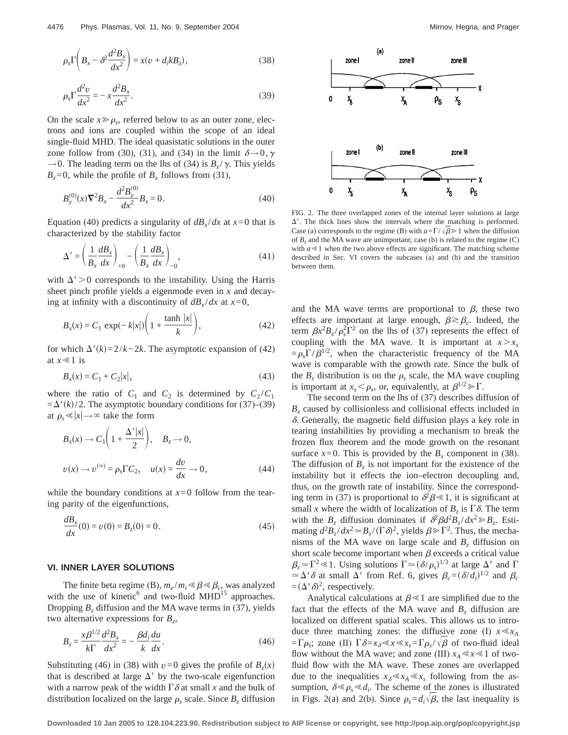$$\rho_s \Gamma \left( B_x - \delta^2 \frac{d^2 B_x}{dx^2} \right) = x(v + d_i k B_z), \tag{38}$$

$$\rho_s \Gamma \frac{d^2 v}{dx^2} = -x \frac{d^2 B_x}{dx^2}. \tag{39}$$

On the scale $x \gg \rho_s$, referred below to as an outer zone, electrons and ions are coupled within the scope of an ideal single-fluid MHD. The ideal quasistatic solutions in the outer zone follow from (30), (31), and (34) in the limit $\delta \to 0, \gamma \to 0$. The leading term on the lhs of (34) is $B_z/\gamma$. This yields $B_z = 0$, while the profile of $B_x$ follows from (31),

$$B_y^{(0)}(x) \nabla^2 B_x - \frac{d^2 B_y^{(0)}}{dx^2} B_x = 0. \tag{40}$$

Equation (40) predicts a singularity of $dB_x/dx$ at $x=0$ that is characterized by the stability factor

$$\Delta' = \left( \frac{1}{B_x} \frac{dB_x}{dx} \right)_{+0} - \left( \frac{1}{B_x} \frac{dB_x}{dx} \right)_{-0}, \tag{41}$$

with $\Delta' > 0$ corresponds to the instability. Using the Harris sheet pinch profile yields a eigenmode even in $x$ and decaying at infinity with a discontinuity of $dB_x/dx$ at $x=0$,

$$B_x(x) = C_1 \exp(-k|x|) \left( 1 + \frac{\tanh|x|}{k} \right), \tag{42}$$

for which $\Delta'(k) = 2/k - 2k$. The asymptotic expansion of (42) at $x \ll 1$ is

$$B_x(x) = C_1 + C_2 |x|, \tag{43}$$

where the ratio of $C_1$ and $C_2$ is determined by $C_2/C_1 = \Delta'(k)/2$. The asymptotic boundary conditions for (37)–(39) at $\rho_s \ll |x| \to \infty$ take the form

$$B_x(x) \to C_1 \left( 1 + \frac{\Delta' |x|}{2} \right), \quad B_z \to 0,$$

$$v(x) \to v^{(\infty)} = \rho_s \Gamma C_2, \quad u(x) = \frac{dv}{dx} \to 0, \tag{44}$$

while the boundary conditions at $x=0$ follow from the tearing parity of the eigenfunctions,

$$\frac{dB_x}{dx}(0) = v(0) = B_z(0) = 0. \tag{45}$$

## VI. INNER LAYER SOLUTIONS

The finite beta regime (B), $m_e/m_i \ll \beta \ll \beta_c$, was analyzed with the use of kinetic[6] and two-fluid MHD[15] approaches. Dropping $B_z$ diffusion and the MA wave terms in (37), yields two alternative expressions for $B_z$,

$$B_z = \frac{x \beta^{1/2}}{k \Gamma} \frac{d^2 B_x}{dx^2} = -\frac{\beta d_i}{k} \frac{du}{dx}. \tag{46}$$

Substituting (46) in (38) with $v=0$ gives the profile of $B_z(x)$ that is described at large $\Delta'$ by the two-scale eigenfunction with a narrow peak of the width $\Gamma \delta$ at small $x$ and the bulk of distribution localized on the large $\rho_s$ scale. Since $B_z$ diffusion and the MA wave terms are proportional to $\beta$, these two effects are important at large enough, $\beta \gtrsim \beta_c$. Indeed, the term $\beta x^2 B_z / \rho_s^2 \Gamma^2$ on the lhs of (37) represents the effect of coupling with the MA wave. It is important at $x > x_s = \rho_s \Gamma / \beta^{1/2}$, when the characteristic frequency of the MA wave is comparable with the growth rate. Since the bulk of the $B_z$ distribution is on the $\rho_s$ scale, the MA wave coupling is important at $x_s < \rho_s$, or, equivalently, at $\beta^{1/2} \gg \Gamma$.

The second term on the lhs of (37) describes diffusion of $B_z$ caused by collisionless and collisional effects included in $\delta$. Generally, the magnetic field diffusion plays a key role in tearing instabilities by providing a mechanism to break the frozen flux theorem and the mode growth on the resonant surface $x=0$. This is provided by the $B_x$ component in (38). The diffusion of $B_z$ is not important for the existence of the instability but it effects the ion–electron decoupling and, thus, on the growth rate of instability. Since the corresponding term in (37) is proportional to $\delta^2 \beta \ll 1$, it is significant at small $x$ where the width of localization of $B_z$ is $\Gamma \delta$. The term with the $B_z$ diffusion dominates if $\delta^2 \beta d^2 B_z / dx^2 \gg B_z$. Estimating $d^2 B_z / dx^2 \simeq B_s / (\Gamma \delta)^2$, yields $\beta \gg \Gamma^2$. Thus, the mechanisms of the MA wave on large scale and $B_z$ diffusion on short scale become important when $\beta$ exceeds a critical value $\beta_c \simeq \Gamma^2 \ll 1$. Using solutions $\Gamma \simeq (\delta/\rho_s)^{1/3}$ at large $\Delta'$ and $\Gamma \simeq \Delta' \delta$ at small $\Delta'$ from Ref. 6, gives $\beta_c = (\delta/d_i)^{1/2}$ and $\beta_c = (\Delta' \delta)^2$, respectively.

Analytical calculations at $\beta \ll 1$ are simplified due to the fact that the effects of the MA wave and $B_z$ diffusion are localized on different spatial scales. This allows us to introduce three matching zones: the diffusive zone (I) $x \ll x_A = \Gamma \rho_s$; zone (II) $\Gamma \delta = x_\delta \ll x \ll x_s = \Gamma \rho_s / \sqrt{\beta}$ of two-fluid ideal flow without the MA wave; and zone (III) $x_A \ll x \ll 1$ of two-fluid flow with the MA wave. These zones are overlapped due to the inequalities $x_\delta \ll x_A \ll x_s$ following from the assumption, $\delta \ll \rho_s \ll d_i$. The scheme of the zones is illustrated in Figs. 2(a) and 2(b). Since $\rho_s = d_i \sqrt{\beta}$, the last inequality is

(a)
zone I
zone II
zone III
0
$x_\delta$
$x_A$
$\rho_S$
$x_S$
X

(b)
zone I
zone II
zone III
0
$x_\delta$
$x_A$
$x_S$
$\rho_S$
X

FIG. 2. The three overlapped zones of the internal layer solutions at large $\Delta'$. The thick lines show the intervals where the matching is performed. Case (a) corresponds to the regime (B) with $a = \Gamma/\sqrt{\beta} \gg 1$ when the diffusion of $B_z$ and the MA wave are unimportant; case (b) is related to the regime (C) with $a \ll 1$ when the two above effects are significant. The matching scheme described in Sec. VI covers the subcases (a) and (b) and the transition between them.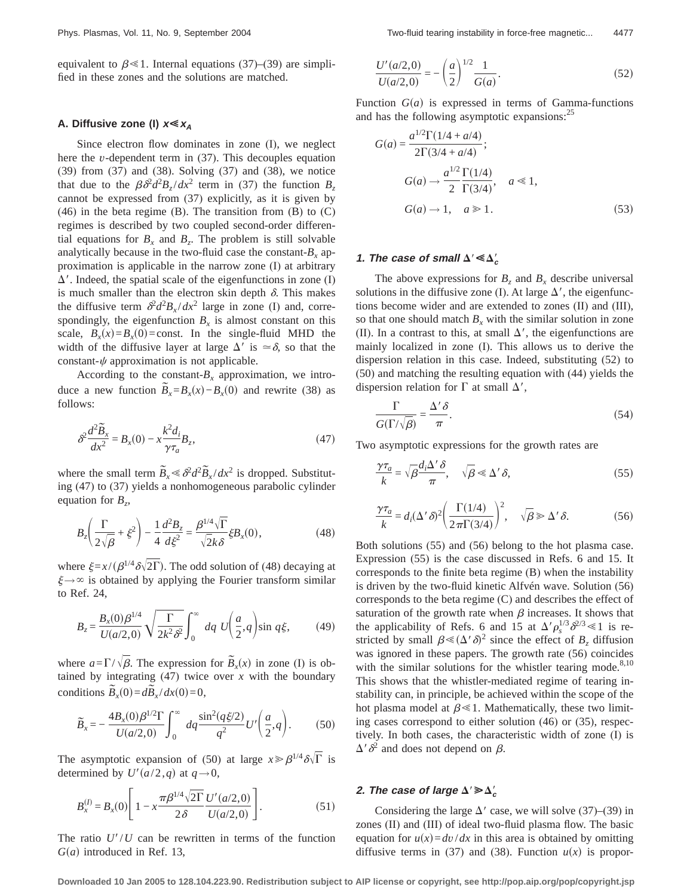equivalent to $\beta \ll 1$. Internal equations (37)–(39) are simplified in these zones and the solutions are matched.

### A. Diffusive zone (I) $x \ll x_A$

Since electron flow dominates in zone (I), we neglect here the $v$-dependent term in (37). This decouples equation (39) from (37) and (38). Solving (37) and (38), we notice that due to the $\beta\delta^2 d^2 B_z/dx^2$ term in (37) the function $B_z$ cannot be expressed from (37) explicitly, as it is given by (46) in the beta regime (B). The transition from (B) to (C) regimes is described by two coupled second-order differential equations for $B_x$ and $B_z$. The problem is still solvable analytically because in the two-fluid case the constant-$B_x$ approximation is applicable in the narrow zone (I) at arbitrary $\Delta'$. Indeed, the spatial scale of the eigenfunctions in zone (I) is much smaller than the electron skin depth $\delta$. This makes the diffusive term $\delta^2 d^2 B_x/dx^2$ large in zone (I) and, correspondingly, the eigenfunction $B_x$ is almost constant on this scale, $B_x(x) = B_x(0) = \text{const}$. In the single-fluid MHD the width of the diffusive layer at large $\Delta'$ is $\simeq \delta$, so that the constant-$\psi$ approximation is not applicable.

According to the constant-$B_x$ approximation, we introduce a new function $\tilde{B}_x = B_x(x) - B_x(0)$ and rewrite (38) as follows:

$$\delta^2 \frac{d^2 \tilde{B}_x}{dx^2} = B_x(0) - x\frac{k^2 d_i}{\gamma \tau_a} B_z, \tag{47}$$

where the small term $\tilde{B}_x \ll \delta^2 d^2 \tilde{B}_x/dx^2$ is dropped. Substituting (47) to (37) yields a nonhomogeneous parabolic cylinder equation for $B_z$,

$$B_z\left(\frac{\Gamma}{2\sqrt{\beta}} + \xi^2\right) - \frac{1}{4}\frac{d^2 B_z}{d\xi^2} = \frac{\beta^{1/4}\sqrt{\Gamma}}{\sqrt{2}k\delta}\xi B_x(0), \tag{48}$$

where $\xi = x/(\beta^{1/4}\delta\sqrt{2\Gamma})$. The odd solution of (48) decaying at $\xi \to \infty$ is obtained by applying the Fourier transform similar to Ref. 24,

$$B_z = \frac{B_x(0)\beta^{1/4}}{U(a/2,0)}\sqrt{\frac{\Gamma}{2k^2\delta^2}}\int_0^\infty dq\, U\left(\frac{a}{2},q\right)\sin q\xi, \tag{49}$$

where $a = \Gamma/\sqrt{\beta}$. The expression for $\tilde{B}_x(x)$ in zone (I) is obtained by integrating (47) twice over $x$ with the boundary conditions $\tilde{B}_x(0) = d\tilde{B}_x/dx(0) = 0$,

$$\tilde{B}_x = -\frac{4B_x(0)\beta^{1/2}\Gamma}{U(a/2,0)}\int_0^\infty dq \frac{\sin^2(q\xi/2)}{q^2}U'\left(\frac{a}{2},q\right). \tag{50}$$

The asymptotic expansion of (50) at large $x \gg \beta^{1/4}\delta\sqrt{\Gamma}$ is determined by $U'(a/2,q)$ at $q \to 0$,

$$B_x^{(I)} = B_x(0)\left[1 - x\frac{\pi\beta^{1/4}\sqrt{2\Gamma}}{2\delta}\frac{U'(a/2,0)}{U(a/2,0)}\right]. \tag{51}$$

The ratio $U'/U$ can be rewritten in terms of the function $G(a)$ introduced in Ref. 13,

$$\frac{U'(a/2,0)}{U(a/2,0)} = -\left(\frac{a}{2}\right)^{1/2}\frac{1}{G(a)}. \tag{52}$$

Function $G(a)$ is expressed in terms of Gamma-functions and has the following asymptotic expansions:[25]

$$G(a) = \frac{a^{1/2}\Gamma(1/4 + a/4)}{2\Gamma(3/4 + a/4)};$$

$$G(a) \to \frac{a^{1/2}}{2}\frac{\Gamma(1/4)}{\Gamma(3/4)}, \quad a \ll 1,$$

$$G(a) \to 1, \quad a \gg 1. \tag{53}$$

#### 1. The case of small $\Delta' \ll \Delta'_c$

The above expressions for $B_z$ and $B_x$ describe universal solutions in the diffusive zone (I). At large $\Delta'$, the eigenfunctions become wider and are extended to zones (II) and (III), so that one should match $B_x$ with the similar solution in zone (II). In a contrast to this, at small $\Delta'$, the eigenfunctions are mainly localized in zone (I). This allows us to derive the dispersion relation in this case. Indeed, substituting (52) to (50) and matching the resulting equation with (44) yields the dispersion relation for $\Gamma$ at small $\Delta'$,

$$\frac{\Gamma}{G(\Gamma/\sqrt{\beta})} = \frac{\Delta'\delta}{\pi}. \tag{54}$$

Two asymptotic expressions for the growth rates are

$$\frac{\gamma\tau_a}{k} = \sqrt{\beta}\frac{d_i\Delta'\delta}{\pi}, \quad \sqrt{\beta} \ll \Delta'\delta, \tag{55}$$

$$\frac{\gamma\tau_a}{k} = d_i(\Delta'\delta)^2\left(\frac{\Gamma(1/4)}{2\pi\Gamma(3/4)}\right)^2, \quad \sqrt{\beta} \gg \Delta'\delta. \tag{56}$$

Both solutions (55) and (56) belong to the hot plasma case. Expression (55) is the case discussed in Refs. 6 and 15. It corresponds to the finite beta regime (B) when the instability is driven by the two-fluid kinetic Alfvén wave. Solution (56) corresponds to the beta regime (C) and describes the effect of saturation of the growth rate when $\beta$ increases. It shows that the applicability of Refs. 6 and 15 at $\Delta'\rho_s^{1/3}\delta^{2/3} \ll 1$ is restricted by small $\beta \ll (\Delta'\delta)^2$ since the effect of $B_z$ diffusion was ignored in these papers. The growth rate (56) coincides with the similar solutions for the whistler tearing mode.[8,10] This shows that the whistler-mediated regime of tearing instability can, in principle, be achieved within the scope of the hot plasma model at $\beta \ll 1$. Mathematically, these two limiting cases correspond to either solution (46) or (35), respectively. In both cases, the characteristic width of zone (I) is $\Delta'\delta^2$ and does not depend on $\beta$.

#### 2. The case of large $\Delta' \gg \Delta'_c$

Considering the large $\Delta'$ case, we will solve (37)–(39) in zones (II) and (III) of ideal two-fluid plasma flow. The basic equation for $u(x) = dv/dx$ in this area is obtained by omitting diffusive terms in (37) and (38). Function $u(x)$ is propor-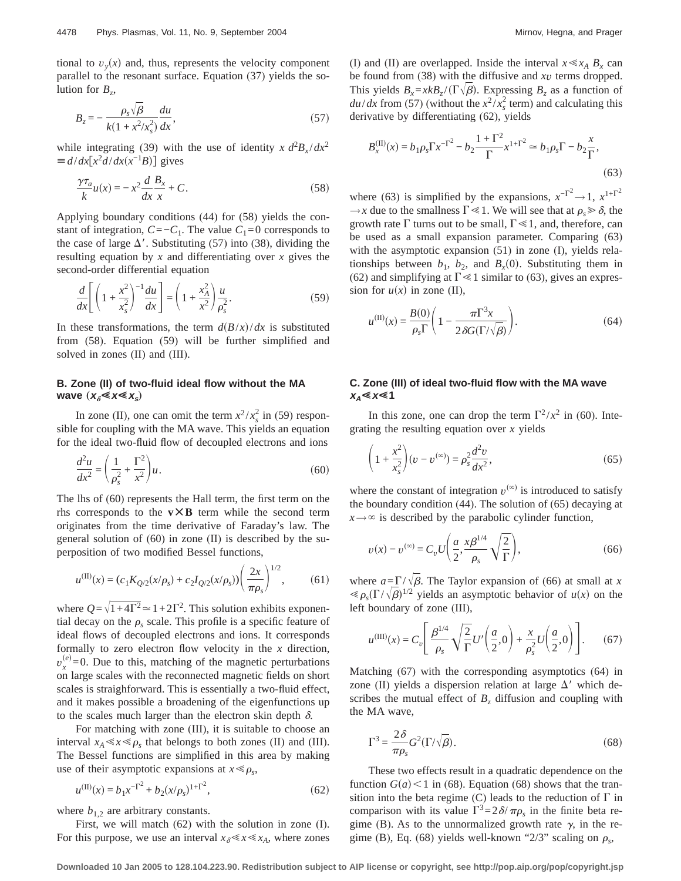tional to $v_y(x)$ and, thus, represents the velocity component parallel to the resonant surface. Equation (37) yields the solution for $B_z$,

$$B_z = -\frac{\rho_s\sqrt{\beta}}{k(1+x^2/x_s^2)}\frac{du}{dx}, \tag{57}$$

while integrating (39) with the use of identity $x\, d^2B_x/dx^2 \equiv d/dx[x^2 d/dx(x^{-1}B)]$ gives

$$\frac{\gamma\tau_a}{k}u(x) = -x^2\frac{d}{dx}\frac{B_x}{x} + C. \tag{58}$$

Applying boundary conditions (44) for (58) yields the constant of integration, $C=-C_1$. The value $C_1=0$ corresponds to the case of large $\Delta'$. Substituting (57) into (38), dividing the resulting equation by $x$ and differentiating over $x$ gives the second-order differential equation

$$\frac{d}{dx}\left[\left(1+\frac{x^2}{x_s^2}\right)^{-1}\frac{du}{dx}\right] = \left(1+\frac{x_A^2}{x^2}\right)\frac{u}{\rho_s^2}. \tag{59}$$

In these transformations, the term $d(B/x)/dx$ is substituted from (58). Equation (59) will be further simplified and solved in zones (II) and (III).

### B. Zone (II) of two-fluid ideal flow without the MA wave ($x_\delta \ll x \ll x_s$)

In zone (II), one can omit the term $x^2/x_s^2$ in (59) responsible for coupling with the MA wave. This yields an equation for the ideal two-fluid flow of decoupled electrons and ions

$$\frac{d^2u}{dx^2} = \left(\frac{1}{\rho_s^2}+\frac{\Gamma^2}{x^2}\right)u. \tag{60}$$

The lhs of (60) represents the Hall term, the first term on the rhs corresponds to the $\mathbf{v}\times\mathbf{B}$ term while the second term originates from the time derivative of Faraday's law. The general solution of (60) in zone (II) is described by the superposition of two modified Bessel functions,

$$u^{(\mathrm{II})}(x) = (c_1K_{Q/2}(x/\rho_s) + c_2I_{Q/2}(x/\rho_s))\left(\frac{2x}{\pi\rho_s}\right)^{1/2}, \tag{61}$$

where $Q=\sqrt{1+4\Gamma^2}\simeq 1+2\Gamma^2$. This solution exhibits exponential decay on the $\rho_s$ scale. This profile is a specific feature of ideal flows of decoupled electrons and ions. It corresponds formally to zero electron flow velocity in the $x$ direction, $v_x^{(e)}=0$. Due to this, matching of the magnetic perturbations on large scales with the reconnected magnetic fields on short scales is straighforward. This is essentially a two-fluid effect, and it makes possible a broadening of the eigenfunctions up to the scales much larger than the electron skin depth $\delta$.

For matching with zone (III), it is suitable to choose an interval $x_A \ll x \ll \rho_s$ that belongs to both zones (II) and (III). The Bessel functions are simplified in this area by making use of their asymptotic expansions at $x \ll \rho_s$,

$$u^{(\mathrm{II})}(x) = b_1x^{-\Gamma^2} + b_2(x/\rho_s)^{1+\Gamma^2}, \tag{62}$$

where $b_{1,2}$ are arbitrary constants.

First, we will match (62) with the solution in zone (I). For this purpose, we use an interval $x_\delta \ll x \ll x_A$, where zones (I) and (II) are overlapped. Inside the interval $x \ll x_A$ $B_x$ can be found from (38) with the diffusive and $xv$ terms dropped. This yields $B_x = xkB_z/(\Gamma\sqrt{\beta})$. Expressing $B_z$ as a function of $du/dx$ from (57) (without the $x^2/x_s^2$ term) and calculating this derivative by differentiating (62), yields

$$B_x^{(\mathrm{II})}(x) = b_1\rho_s\Gamma x^{-\Gamma^2} - b_2\frac{1+\Gamma^2}{\Gamma}x^{1+\Gamma^2} \simeq b_1\rho_s\Gamma - b_2\frac{x}{\Gamma}, \tag{63}$$

where (63) is simplified by the expansions, $x^{-\Gamma^2}\to 1$, $x^{1+\Gamma^2}\to x$ due to the smallness $\Gamma \ll 1$. We will see that at $\rho_s \gg \delta$, the growth rate $\Gamma$ turns out to be small, $\Gamma \ll 1$, and, therefore, can be used as a small expansion parameter. Comparing (63) with the asymptotic expansion (51) in zone (I), yields relationships between $b_1$, $b_2$, and $B_x(0)$. Substituting them in (62) and simplifying at $\Gamma \ll 1$ similar to (63), gives an expression for $u(x)$ in zone (II),

$$u^{(\mathrm{II})}(x) = \frac{B(0)}{\rho_s\Gamma}\left(1-\frac{\pi\Gamma^3 x}{2\delta G(\Gamma/\sqrt{\beta})}\right). \tag{64}$$

### C. Zone (III) of ideal two-fluid flow with the MA wave $x_A \ll x \ll 1$

In this zone, one can drop the term $\Gamma^2/x^2$ in (60). Integrating the resulting equation over $x$ yields

$$\left(1+\frac{x^2}{x_s^2}\right)(v-v^{(\infty)}) = \rho_s^2\frac{d^2v}{dx^2}, \tag{65}$$

where the constant of integration $v^{(\infty)}$ is introduced to satisfy the boundary condition (44). The solution of (65) decaying at $x\to\infty$ is described by the parabolic cylinder function,

$$v(x)-v^{(\infty)} = C_vU\left(\frac{a}{2},\frac{x\beta^{1/4}}{\rho_s}\sqrt{\frac{2}{\Gamma}}\right), \tag{66}$$

where $a=\Gamma/\sqrt{\beta}$. The Taylor expansion of (66) at small at $x \ll \rho_s(\Gamma/\sqrt{\beta})^{1/2}$ yields an asymptotic behavior of $u(x)$ on the left boundary of zone (III),

$$u^{(\mathrm{III})}(x) = C_v\left[\frac{\beta^{1/4}}{\rho_s}\sqrt{\frac{2}{\Gamma}}U'\left(\frac{a}{2},0\right) + \frac{x}{\rho_s^2}U\left(\frac{a}{2},0\right)\right]. \tag{67}$$

Matching (67) with the corresponding asymptotics (64) in zone (II) yields a dispersion relation at large $\Delta'$ which describes the mutual effect of $B_z$ diffusion and coupling with the MA wave,

$$\Gamma^3 = \frac{2\delta}{\pi\rho_s}G^2(\Gamma/\sqrt{\beta}). \tag{68}$$

These two effects result in a quadratic dependence on the function $G(a)<1$ in (68). Equation (68) shows that the transition into the beta regime (C) leads to the reduction of $\Gamma$ in comparison with its value $\Gamma^3 = 2\delta/\pi\rho_s$ in the finite beta regime (B). As to the unnormalized growth rate $\gamma$, in the regime (B), Eq. (68) yields well-known "2/3" scaling on $\rho_s$,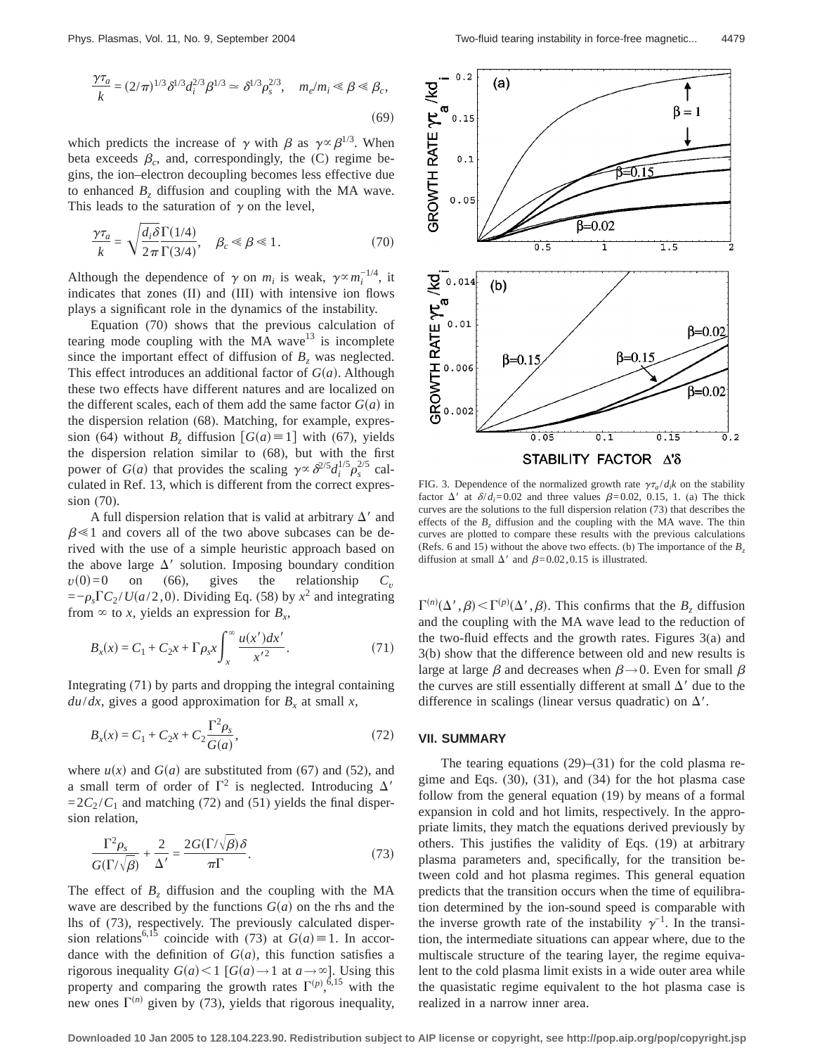$$\frac{\gamma \tau_a}{k} = (2/\pi)^{1/3} \delta^{1/3} d_i^{2/3} \beta^{1/3} \simeq \delta^{1/3} \rho_s^{2/3}, \quad m_e/m_i \ll \beta \ll \beta_c, \tag{69}$$

which predicts the increase of $\gamma$ with $\beta$ as $\gamma \propto \beta^{1/3}$. When beta exceeds $\beta_c$, and, correspondingly, the (C) regime begins, the ion–electron decoupling becomes less effective due to enhanced $B_z$ diffusion and coupling with the MA wave. This leads to the saturation of $\gamma$ on the level,

$$\frac{\gamma \tau_a}{k} = \sqrt{\frac{d_i \delta}{2\pi}} \frac{\Gamma(1/4)}{\Gamma(3/4)}, \quad \beta_c \ll \beta \ll 1. \tag{70}$$

Although the dependence of $\gamma$ on $m_i$ is weak, $\gamma \propto m_i^{-1/4}$, it indicates that zones (II) and (III) with intensive ion flows plays a significant role in the dynamics of the instability.

Equation (70) shows that the previous calculation of tearing mode coupling with the MA wave[13] is incomplete since the important effect of diffusion of $B_z$ was neglected. This effect introduces an additional factor of $G(a)$. Although these two effects have different natures and are localized on the different scales, each of them add the same factor $G(a)$ in the dispersion relation (68). Matching, for example, expression (64) without $B_z$ diffusion $[G(a) \equiv 1]$ with (67), yields the dispersion relation similar to (68), but with the first power of $G(a)$ that provides the scaling $\gamma \propto \delta^{2/5} d_i^{1/5} \rho_s^{2/5}$ calculated in Ref. 13, which is different from the correct expression (70).

A full dispersion relation that is valid at arbitrary $\Delta'$ and $\beta \ll 1$ and covers all of the two above subcases can be derived with the use of a simple heuristic approach based on the above large $\Delta'$ solution. Imposing boundary condition $v(0)=0$ on (66), gives the relationship $C_v = -\rho_s \Gamma C_2 / U(a/2,0)$. Dividing Eq. (58) by $x^2$ and integrating from $\infty$ to $x$, yields an expression for $B_x$,

$$B_x(x) = C_1 + C_2 x + \Gamma \rho_s x \int_x^\infty \frac{u(x') dx'}{x'^2}. \tag{71}$$

Integrating (71) by parts and dropping the integral containing $du/dx$, gives a good approximation for $B_x$ at small $x$,

$$B_x(x) = C_1 + C_2 x + C_2 \frac{\Gamma^2 \rho_s}{G(a)}, \tag{72}$$

where $u(x)$ and $G(a)$ are substituted from (67) and (52), and a small term of order of $\Gamma^2$ is neglected. Introducing $\Delta' = 2C_2/C_1$ and matching (72) and (51) yields the final dispersion relation,

$$\frac{\Gamma^2 \rho_s}{G(\Gamma/\sqrt{\beta})} + \frac{2}{\Delta'} = \frac{2G(\Gamma/\sqrt{\beta})\delta}{\pi \Gamma}. \tag{73}$$

The effect of $B_z$ diffusion and the coupling with the MA wave are described by the functions $G(a)$ on the rhs and the lhs of (73), respectively. The previously calculated dispersion relations[6,15] coincide with (73) at $G(a) \equiv 1$. In accordance with the definition of $G(a)$, this function satisfies a rigorous inequality $G(a) < 1$ $[G(a) \to 1$ at $a \to \infty]$. Using this property and comparing the growth rates $\Gamma^{(p)}$,[6,15] with the new ones $\Gamma^{(n)}$ given by (73), yields that rigorous inequality,

(a)
GROWTH RATE $\gamma\tau_a/kd_i$
0.2
0.15
0.1
0.05
0.5
1
1.5
2
β=1
β=0.15
β=0.02

(b)
GROWTH RATE $\gamma\tau_a/kd_i$
0.014
0.01
0.006
0.002
0.05
0.1
0.15
0.2
β=0.15
β=0.02
β=0.15
β=0.02
STABILITY FACTOR $\Delta'\delta$

FIG. 3. Dependence of the normalized growth rate $\gamma\tau_a/d_i k$ on the stability factor $\Delta'$ at $\delta/d_i=0.02$ and three values $\beta=0.02$, 0.15, 1. (a) The thick curves are the solutions to the full dispersion relation (73) that describes the effects of the $B_z$ diffusion and the coupling with the MA wave. The thin curves are plotted to compare these results with the previous calculations (Refs. 6 and 15) without the above two effects. (b) The importance of the $B_z$ diffusion at small $\Delta'$ and $\beta=0.02, 0.15$ is illustrated.

$\Gamma^{(n)}(\Delta',\beta) < \Gamma^{(p)}(\Delta',\beta)$. This confirms that the $B_z$ diffusion and the coupling with the MA wave lead to the reduction of the two-fluid effects and the growth rates. Figures 3(a) and 3(b) show that the difference between old and new results is large at large $\beta$ and decreases when $\beta \to 0$. Even for small $\beta$ the curves are still essentially different at small $\Delta'$ due to the difference in scalings (linear versus quadratic) on $\Delta'$.

## VII. SUMMARY

The tearing equations (29)–(31) for the cold plasma regime and Eqs. (30), (31), and (34) for the hot plasma case follow from the general equation (19) by means of a formal expansion in cold and hot limits, respectively. In the appropriate limits, they match the equations derived previously by others. This justifies the validity of Eqs. (19) at arbitrary plasma parameters and, specifically, for the transition between cold and hot plasma regimes. This general equation predicts that the transition occurs when the time of equilibration determined by the ion-sound speed is comparable with the inverse growth rate of the instability $\gamma^{-1}$. In the transition, the intermediate situations can appear where, due to the multiscale structure of the tearing layer, the regime equivalent to the cold plasma limit exists in a wide outer area while the quasistatic regime equivalent to the hot plasma case is realized in a narrow inner area.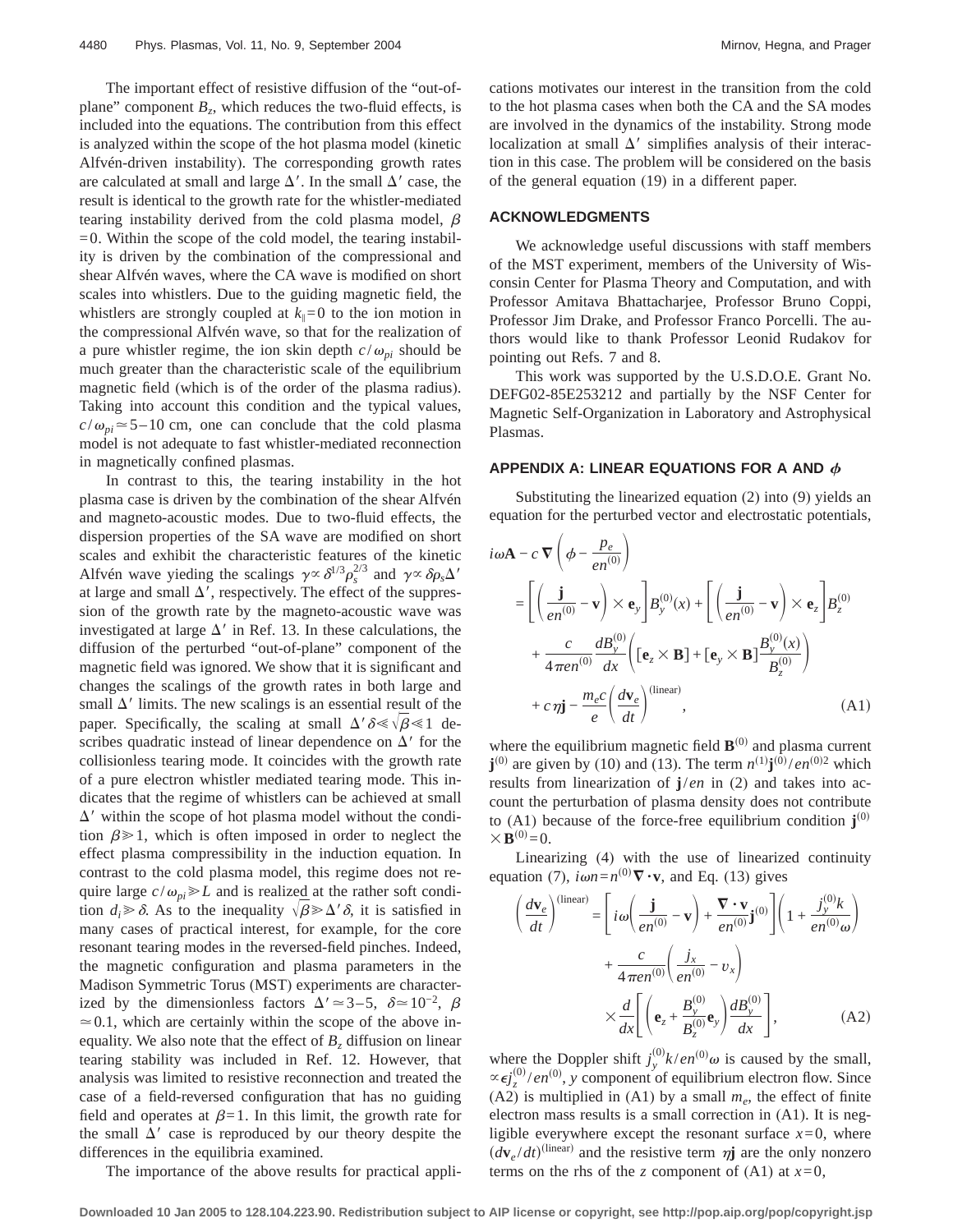The important effect of resistive diffusion of the "out-of-plane" component $B_z$, which reduces the two-fluid effects, is included into the equations. The contribution from this effect is analyzed within the scope of the hot plasma model (kinetic Alfvén-driven instability). The corresponding growth rates are calculated at small and large $\Delta'$. In the small $\Delta'$ case, the result is identical to the growth rate for the whistler-mediated tearing instability derived from the cold plasma model, $\beta = 0$. Within the scope of the cold model, the tearing instability is driven by the combination of the compressional and shear Alfvén waves, where the CA wave is modified on short scales into whistlers. Due to the guiding magnetic field, the whistlers are strongly coupled at $k_\parallel = 0$ to the ion motion in the compressional Alfvén wave, so that for the realization of a pure whistler regime, the ion skin depth $c/\omega_{pi}$ should be much greater than the characteristic scale of the equilibrium magnetic field (which is of the order of the plasma radius). Taking into account this condition and the typical values, $c/\omega_{pi} \simeq 5-10$ cm, one can conclude that the cold plasma model is not adequate to fast whistler-mediated reconnection in magnetically confined plasmas.

In contrast to this, the tearing instability in the hot plasma case is driven by the combination of the shear Alfvén and magneto-acoustic modes. Due to two-fluid effects, the dispersion properties of the SA wave are modified on short scales and exhibit the characteristic features of the kinetic Alfvén wave yieding the scalings $\gamma \propto \delta^{1/3}\rho_s^{2/3}$ and $\gamma \propto \delta\rho_s\Delta'$ at large and small $\Delta'$, respectively. The effect of the suppression of the growth rate by the magneto-acoustic wave was investigated at large $\Delta'$ in Ref. 13. In these calculations, the diffusion of the perturbed "out-of-plane" component of the magnetic field was ignored. We show that it is significant and changes the scalings of the growth rates in both large and small $\Delta'$ limits. The new scalings is an essential result of the paper. Specifically, the scaling at small $\Delta'\delta \ll \sqrt{\beta} \ll 1$ describes quadratic instead of linear dependence on $\Delta'$ for the collisionless tearing mode. It coincides with the growth rate of a pure electron whistler mediated tearing mode. This indicates that the regime of whistlers can be achieved at small $\Delta'$ within the scope of hot plasma model without the condition $\beta \gg 1$, which is often imposed in order to neglect the effect plasma compressibility in the induction equation. In contrast to the cold plasma model, this regime does not require large $c/\omega_{pi} \gg L$ and is realized at the rather soft condition $d_i \gg \delta$. As to the inequality $\sqrt{\beta} \gg \Delta'\delta$, it is satisfied in many cases of practical interest, for example, for the core resonant tearing modes in the reversed-field pinches. Indeed, the magnetic configuration and plasma parameters in the Madison Symmetric Torus (MST) experiments are characterized by the dimensionless factors $\Delta' \simeq 3-5$, $\delta \simeq 10^{-2}$, $\beta \simeq 0.1$, which are certainly within the scope of the above inequality. We also note that the effect of $B_z$ diffusion on linear tearing stability was included in Ref. 12. However, that analysis was limited to resistive reconnection and treated the case of a field-reversed configuration that has no guiding field and operates at $\beta = 1$. In this limit, the growth rate for the small $\Delta'$ case is reproduced by our theory despite the differences in the equilibria examined.

The importance of the above results for practical applications motivates our interest in the transition from the cold to the hot plasma cases when both the CA and the SA modes are involved in the dynamics of the instability. Strong mode localization at small $\Delta'$ simplifies analysis of their interaction in this case. The problem will be considered on the basis of the general equation (19) in a different paper.

## ACKNOWLEDGMENTS

We acknowledge useful discussions with staff members of the MST experiment, members of the University of Wisconsin Center for Plasma Theory and Computation, and with Professor Amitava Bhattacharjee, Professor Bruno Coppi, Professor Jim Drake, and Professor Franco Porcelli. The authors would like to thank Professor Leonid Rudakov for pointing out Refs. 7 and 8.

This work was supported by the U.S.D.O.E. Grant No. DEFG02-85E253212 and partially by the NSF Center for Magnetic Self-Organization in Laboratory and Astrophysical Plasmas.

## APPENDIX A: LINEAR EQUATIONS FOR A AND $\phi$

Substituting the linearized equation (2) into (9) yields an equation for the perturbed vector and electrostatic potentials,

$$
\begin{aligned}
i\omega\mathbf{A} - c\,\nabla\left(\phi - \frac{p_e}{en^{(0)}}\right)
&= \left[\left(\frac{\mathbf{j}}{en^{(0)}} - \mathbf{v}\right)\times\mathbf{e}_y\right]B_y^{(0)}(x) + \left[\left(\frac{\mathbf{j}}{en^{(0)}} - \mathbf{v}\right)\times\mathbf{e}_z\right]B_z^{(0)} \\
&\quad + \frac{c}{4\pi en^{(0)}}\frac{dB_y^{(0)}}{dx}\left([\mathbf{e}_z\times\mathbf{B}] + [\mathbf{e}_y\times\mathbf{B}]\frac{B_y^{(0)}(x)}{B_z^{(0)}}\right) \\
&\quad + c\eta\mathbf{j} - \frac{m_e c}{e}\left(\frac{d\mathbf{v}_e}{dt}\right)^{(\text{linear})},
\end{aligned}
\tag{A1}
$$

where the equilibrium magnetic field $\mathbf{B}^{(0)}$ and plasma current $\mathbf{j}^{(0)}$ are given by (10) and (13). The term $n^{(1)}\mathbf{j}^{(0)}/en^{(0)2}$ which results from linearization of $\mathbf{j}/en$ in (2) and takes into account the perturbation of plasma density does not contribute to (A1) because of the force-free equilibrium condition $\mathbf{j}^{(0)} \times \mathbf{B}^{(0)} = 0$.

Linearizing (4) with the use of linearized continuity equation (7), $i\omega n = n^{(0)}\nabla\cdot\mathbf{v}$, and Eq. (13) gives

$$
\begin{aligned}
\left(\frac{d\mathbf{v}_e}{dt}\right)^{(\text{linear})}
&= \left[i\omega\left(\frac{\mathbf{j}}{en^{(0)}} - \mathbf{v}\right) + \frac{\nabla\cdot\mathbf{v}}{en^{(0)}}\mathbf{j}^{(0)}\right]\left(1 + \frac{j_y^{(0)}k}{en^{(0)}\omega}\right) \\
&\quad + \frac{c}{4\pi en^{(0)}}\left(\frac{j_x}{en^{(0)}} - v_x\right) \\
&\quad \times \frac{d}{dx}\left[\left(\mathbf{e}_z + \frac{B_y^{(0)}}{B_z^{(0)}}\mathbf{e}_y\right)\frac{dB_y^{(0)}}{dx}\right],
\end{aligned}
\tag{A2}
$$

where the Doppler shift $j_y^{(0)}k/en^{(0)}\omega$ is caused by the small, $\propto \epsilon j_z^{(0)}/en^{(0)}$, $y$ component of equilibrium electron flow. Since (A2) is multiplied in (A1) by a small $m_e$, the effect of finite electron mass results is a small correction in (A1). It is negligible everywhere except the resonant surface $x=0$, where $(d\mathbf{v}_e/dt)^{(\text{linear})}$ and the resistive term $\eta\mathbf{j}$ are the only nonzero terms on the rhs of the $z$ component of (A1) at $x=0$,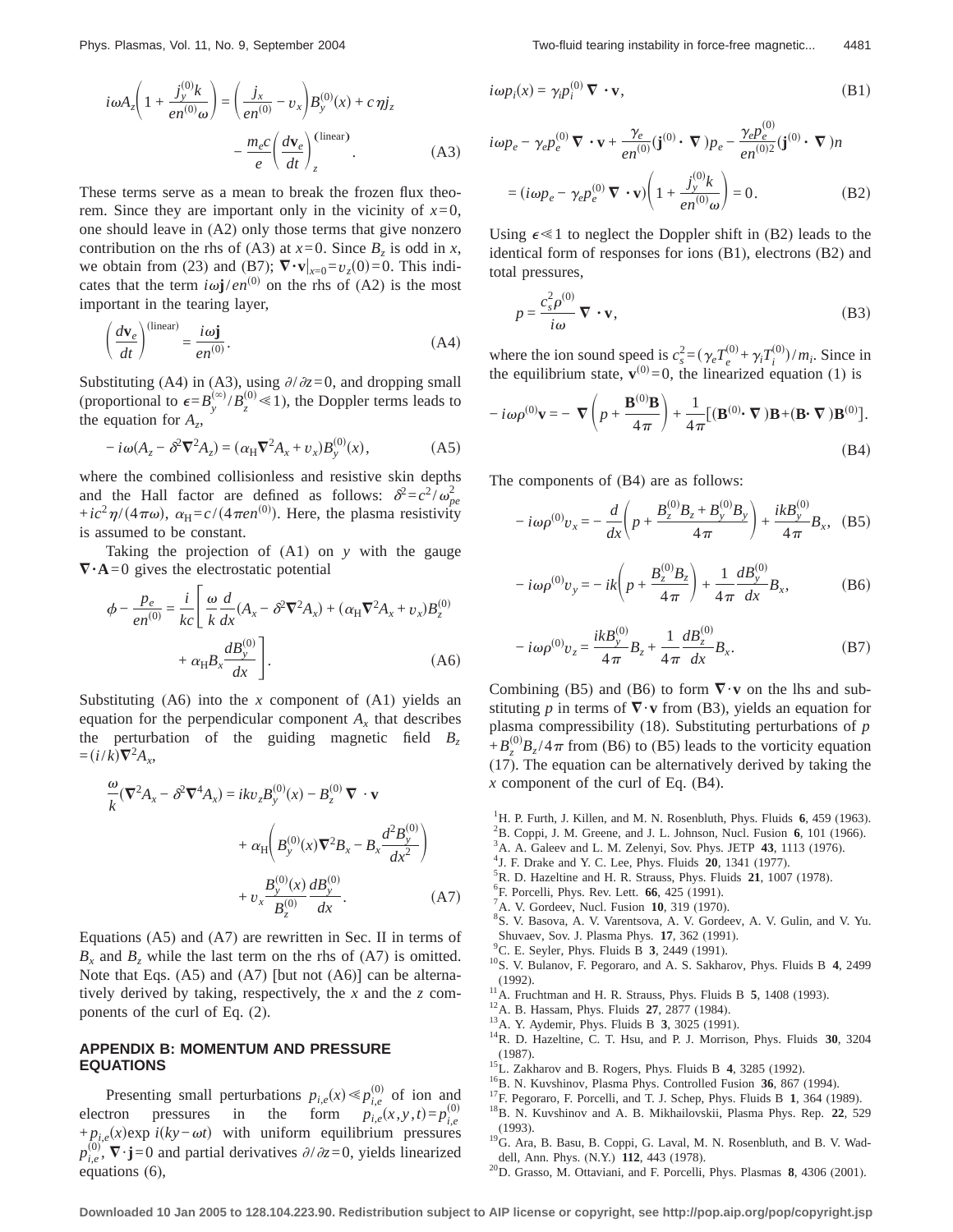$$i\omega A_z\left(1+\frac{j_y^{(0)}k}{en^{(0)}\omega}\right)=\left(\frac{j_x}{en^{(0)}}-v_x\right)B_y^{(0)}(x)+c\eta j_z - \frac{m_e c}{e}\left(\frac{d\mathbf{v}_e}{dt}\right)_z^{(\text{linear})}. \tag{A3}$$

These terms serve as a mean to break the frozen flux theorem. Since they are important only in the vicinity of $x=0$, one should leave in (A2) only those terms that give nonzero contribution on the rhs of (A3) at $x=0$. Since $B_z$ is odd in $x$, we obtain from (23) and (B7); $\nabla\cdot\mathbf{v}|_{x=0}=v_z(0)=0$. This indicates that the term $i\omega\mathbf{j}/en^{(0)}$ on the rhs of (A2) is the most important in the tearing layer,

$$\left(\frac{d\mathbf{v}_e}{dt}\right)^{(\text{linear})}=\frac{i\omega\mathbf{j}}{en^{(0)}}. \tag{A4}$$

Substituting (A4) in (A3), using $\partial/\partial z=0$, and dropping small (proportional to $\epsilon=B_y^{(\infty)}/B_z^{(0)}\ll 1$), the Doppler terms leads to the equation for $A_z$,

$$-i\omega(A_z-\delta^2\nabla^2A_z)=(\alpha_{\text{H}}\nabla^2A_x+v_x)B_y^{(0)}(x), \tag{A5}$$

where the combined collisionless and resistive skin depths and the Hall factor are defined as follows: $\delta^2=c^2/\omega_{pe}^2+ic^2\eta/(4\pi\omega)$, $\alpha_{\text{H}}=c/(4\pi en^{(0)})$. Here, the plasma resistivity is assumed to be constant.

Taking the projection of (A1) on $y$ with the gauge $\nabla\cdot\mathbf{A}=0$ gives the electrostatic potential

$$\phi-\frac{p_e}{en^{(0)}}=\frac{i}{kc}\left[\frac{\omega}{k}\frac{d}{dx}(A_x-\delta^2\nabla^2A_x)+(\alpha_{\text{H}}\nabla^2A_x+v_x)B_z^{(0)} + \alpha_{\text{H}}B_x\frac{dB_y^{(0)}}{dx}\right]. \tag{A6}$$

Substituting (A6) into the $x$ component of (A1) yields an equation for the perpendicular component $A_x$ that describes the perturbation of the guiding magnetic field $B_z=(i/k)\nabla^2A_x$,

$$\frac{\omega}{k}(\nabla^2A_x-\delta^2\nabla^4A_x)=ikv_zB_y^{(0)}(x)-B_z^{(0)}\nabla\cdot\mathbf{v} + \alpha_{\text{H}}\left(B_y^{(0)}(x)\nabla^2B_x-B_x\frac{d^2B_y^{(0)}}{dx^2}\right) + v_x\frac{B_y^{(0)}(x)}{B_z^{(0)}}\frac{dB_y^{(0)}}{dx}. \tag{A7}$$

Equations (A5) and (A7) are rewritten in Sec. II in terms of $B_x$ and $B_z$ while the last term on the rhs of (A7) is omitted. Note that Eqs. (A5) and (A7) [but not (A6)] can be alternatively derived by taking, respectively, the $x$ and the $z$ components of the curl of Eq. (2).

## APPENDIX B: MOMENTUM AND PRESSURE EQUATIONS

Presenting small perturbations $p_{i,e}(x)\ll p_{i,e}^{(0)}$ of ion and electron pressures in the form $p_{i,e}(x,y,t)=p_{i,e}^{(0)}+p_{i,e}(x)\exp i(ky-\omega t)$ with uniform equilibrium pressures $p_{i,e}^{(0)}$, $\nabla\cdot\mathbf{j}=0$ and partial derivatives $\partial/\partial z=0$, yields linearized equations (6),

$$i\omega p_i(x)=\gamma_ip_i^{(0)}\nabla\cdot\mathbf{v}, \tag{B1}$$

$$i\omega p_e-\gamma_ep_e^{(0)}\nabla\cdot\mathbf{v}+\frac{\gamma_e}{en^{(0)}}(\mathbf{j}^{(0)}\cdot\nabla)p_e-\frac{\gamma_ep_e^{(0)}}{en^{(0)2}}(\mathbf{j}^{(0)}\cdot\nabla)n =(i\omega p_e-\gamma_ep_e^{(0)}\nabla\cdot\mathbf{v})\left(1+\frac{j_y^{(0)}k}{en^{(0)}\omega}\right)=0. \tag{B2}$$

Using $\epsilon\ll 1$ to neglect the Doppler shift in (B2) leads to the identical form of responses for ions (B1), electrons (B2) and total pressures,

$$p=\frac{c_s^2\rho^{(0)}}{i\omega}\nabla\cdot\mathbf{v}, \tag{B3}$$

where the ion sound speed is $c_s^2=(\gamma_eT_e^{(0)}+\gamma_iT_i^{(0)})/m_i$. Since in the equilibrium state, $\mathbf{v}^{(0)}=0$, the linearized equation (1) is

$$-i\omega\rho^{(0)}\mathbf{v}=-\nabla\left(p+\frac{\mathbf{B}^{(0)}\mathbf{B}}{4\pi}\right)+\frac{1}{4\pi}[(\mathbf{B}^{(0)}\cdot\nabla)\mathbf{B}+(\mathbf{B}\cdot\nabla)\mathbf{B}^{(0)}]. \tag{B4}$$

The components of (B4) are as follows:

$$-i\omega\rho^{(0)}v_x=-\frac{d}{dx}\left(p+\frac{B_z^{(0)}B_z+B_y^{(0)}B_y}{4\pi}\right)+\frac{ikB_y^{(0)}}{4\pi}B_x, \tag{B5}$$

$$-i\omega\rho^{(0)}v_y=-ik\left(p+\frac{B_z^{(0)}B_z}{4\pi}\right)+\frac{1}{4\pi}\frac{dB_y^{(0)}}{dx}B_x, \tag{B6}$$

$$-i\omega\rho^{(0)}v_z=\frac{ikB_y^{(0)}}{4\pi}B_z+\frac{1}{4\pi}\frac{dB_z^{(0)}}{dx}B_x. \tag{B7}$$

Combining (B5) and (B6) to form $\nabla\cdot\mathbf{v}$ on the lhs and substituting $p$ in terms of $\nabla\cdot\mathbf{v}$ from (B3), yields an equation for plasma compressibility (18). Substituting perturbations of $p+B_z^{(0)}B_z/4\pi$ from (B6) to (B5) leads to the vorticity equation (17). The equation can be alternatively derived by taking the $x$ component of the curl of Eq. (B4).

[1] H. P. Furth, J. Killen, and M. N. Rosenbluth, Phys. Fluids **6**, 459 (1963).
[2] B. Coppi, J. M. Greene, and J. L. Johnson, Nucl. Fusion **6**, 101 (1966).
[3] A. A. Galeev and L. M. Zelenyi, Sov. Phys. JETP **43**, 1113 (1976).
[4] J. F. Drake and Y. C. Lee, Phys. Fluids **20**, 1341 (1977).
[5] R. D. Hazeltine and H. R. Strauss, Phys. Fluids **21**, 1007 (1978).
[6] F. Porcelli, Phys. Rev. Lett. **66**, 425 (1991).
[7] A. V. Gordeev, Nucl. Fusion **10**, 319 (1970).
[8] S. V. Basova, A. V. Varentsova, A. V. Gordeev, A. V. Gulin, and V. Yu. Shuvaev, Sov. J. Plasma Phys. **17**, 362 (1991).
[9] C. E. Seyler, Phys. Fluids B **3**, 2449 (1991).
[10] S. V. Bulanov, F. Pegoraro, and A. S. Sakharov, Phys. Fluids B **4**, 2499 (1992).
[11] A. Fruchtman and H. R. Strauss, Phys. Fluids B **5**, 1408 (1993).
[12] A. B. Hassam, Phys. Fluids **27**, 2877 (1984).
[13] A. Y. Aydemir, Phys. Fluids B **3**, 3025 (1991).
[14] R. D. Hazeltine, C. T. Hsu, and P. J. Morrison, Phys. Fluids **30**, 3204 (1987).
[15] L. Zakharov and B. Rogers, Phys. Fluids B **4**, 3285 (1992).
[16] B. N. Kuvshinov, Plasma Phys. Controlled Fusion **36**, 867 (1994).
[17] F. Pegoraro, F. Porcelli, and T. J. Schep, Phys. Fluids B **1**, 364 (1989).
[18] B. N. Kuvshinov and A. B. Mikhailovskii, Plasma Phys. Rep. **22**, 529 (1993).
[19] G. Ara, B. Basu, B. Coppi, G. Laval, M. N. Rosenbluth, and B. V. Waddell, Ann. Phys. (N.Y.) **112**, 443 (1978).
[20] D. Grasso, M. Ottaviani, and F. Porcelli, Phys. Plasmas **8**, 4306 (2001).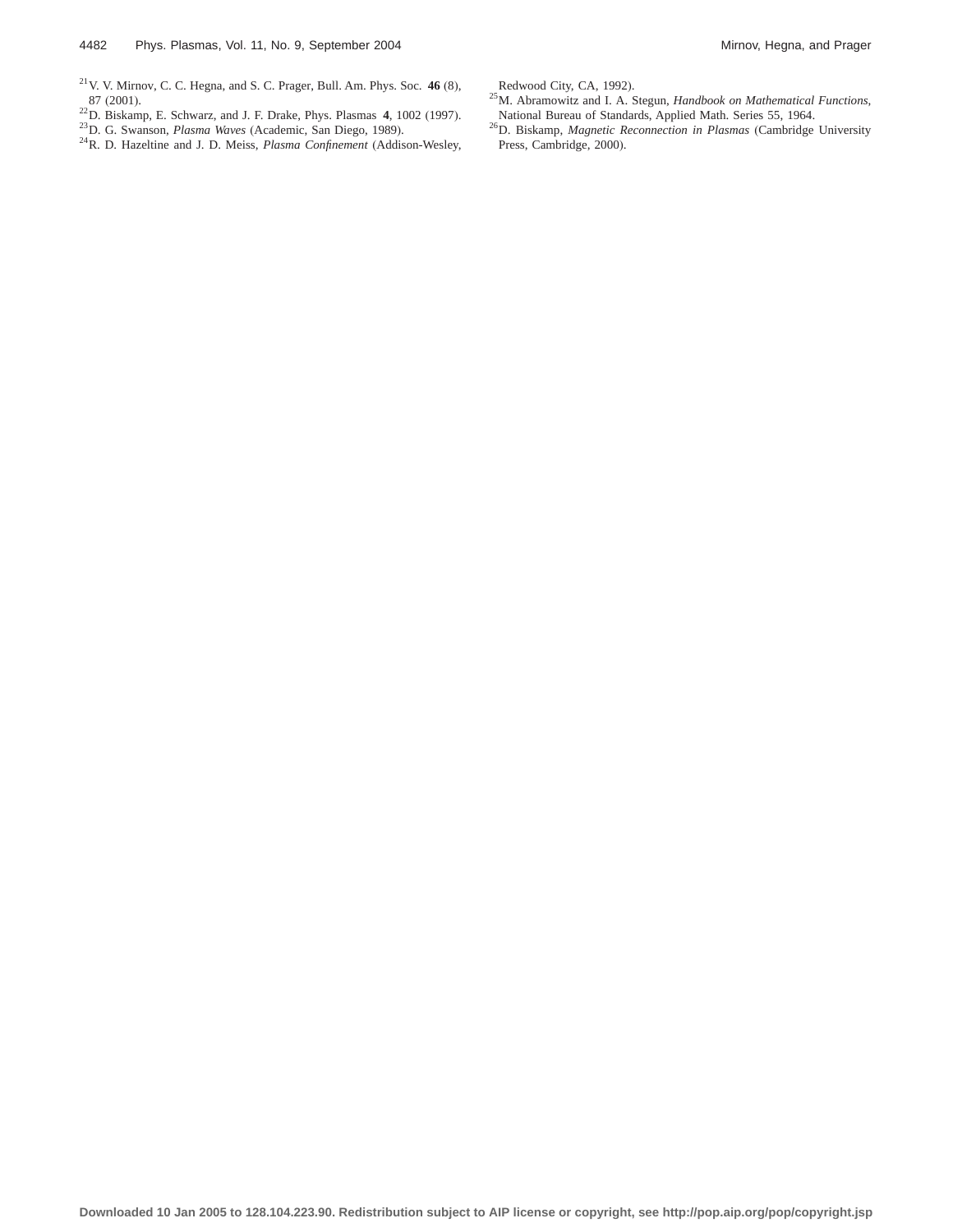[21] V. V. Mirnov, C. C. Hegna, and S. C. Prager, Bull. Am. Phys. Soc. **46** (8), 87 (2001).

[22] D. Biskamp, E. Schwarz, and J. F. Drake, Phys. Plasmas **4**, 1002 (1997).

[23] D. G. Swanson, *Plasma Waves* (Academic, San Diego, 1989).

[24] R. D. Hazeltine and J. D. Meiss, *Plasma Confinement* (Addison-Wesley, Redwood City, CA, 1992).

[25] M. Abramowitz and I. A. Stegun, *Handbook on Mathematical Functions*, National Bureau of Standards, Applied Math. Series 55, 1964.

[26] D. Biskamp, *Magnetic Reconnection in Plasmas* (Cambridge University Press, Cambridge, 2000).